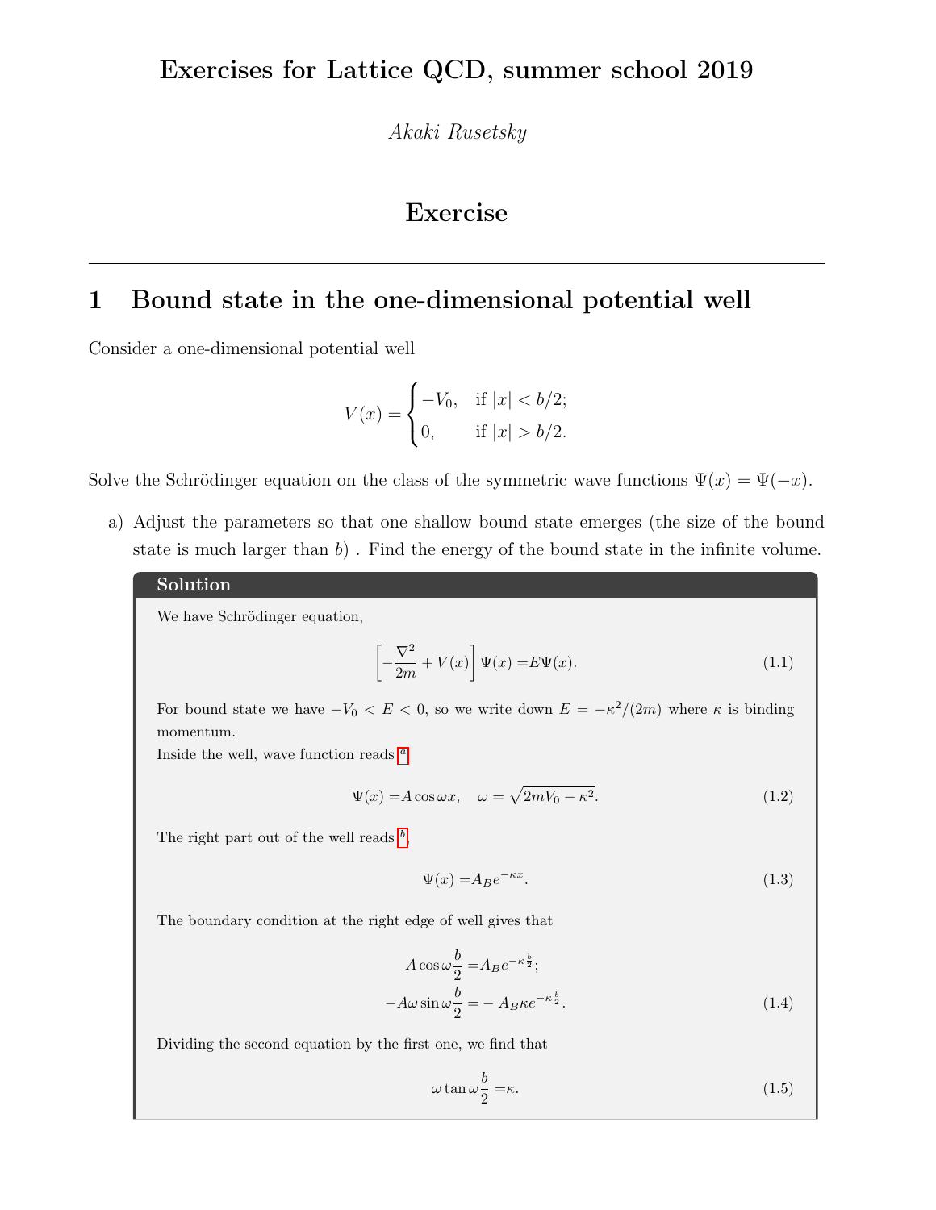# Exercises for Lattice QCD, summer school 2019

*Akaki Rusetsky*

## Exercise

---

## 1 Bound state in the one-dimensional potential well

Consider a one-dimensional potential well

$$V(x) = \begin{cases} -V_0, & \text{if } |x| < b/2; \\ 0, & \text{if } |x| > b/2. \end{cases}$$

Solve the Schrödinger equation on the class of the symmetric wave functions $\Psi(x) = \Psi(-x)$.

a) Adjust the parameters so that one shallow bound state emerges (the size of the bound state is much larger than $b$) . Find the energy of the bound state in the infinite volume.

**Solution**

We have Schrödinger equation,

$$\left[-\frac{\nabla^2}{2m} + V(x)\right]\Psi(x) = E\Psi(x). \tag{1.1}$$

For bound state we have $-V_0 < E < 0$, so we write down $E = -\kappa^2/(2m)$ where $\kappa$ is binding momentum.

Inside the well, wave function reads [a]

$$\Psi(x) = A\cos\omega x, \quad \omega = \sqrt{2mV_0 - \kappa^2}. \tag{1.2}$$

The right part out of the well reads [b],

$$\Psi(x) = A_B e^{-\kappa x}. \tag{1.3}$$

The boundary condition at the right edge of well gives that

$$\begin{aligned} A\cos\omega\frac{b}{2} &= A_B e^{-\kappa\frac{b}{2}}; \\ -A\omega\sin\omega\frac{b}{2} &= -A_B\kappa e^{-\kappa\frac{b}{2}}. \end{aligned} \tag{1.4}$$

Dividing the second equation by the first one, we find that

$$\omega\tan\omega\frac{b}{2} = \kappa. \tag{1.5}$$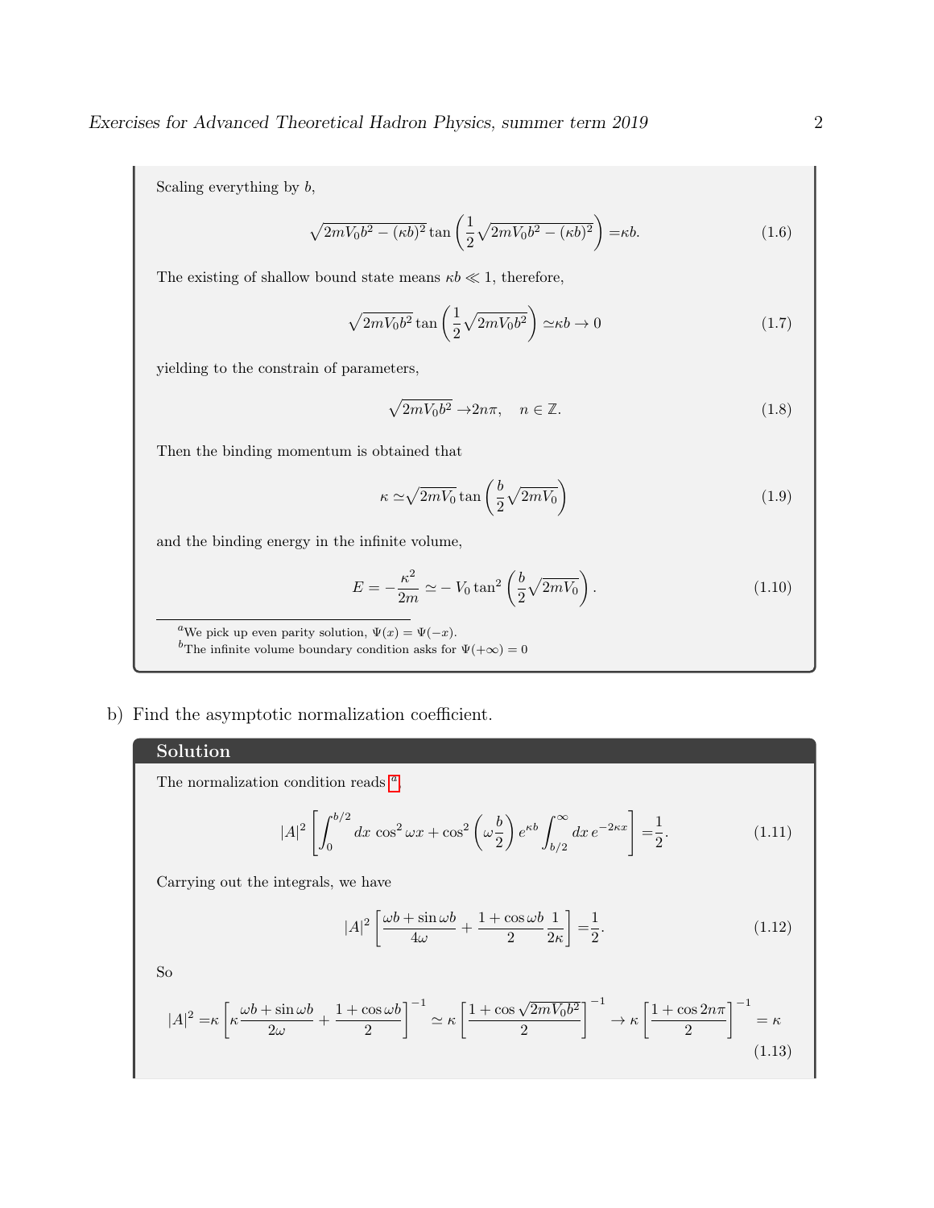Scaling everything by $b$,

$$\sqrt{2mV_0b^2 - (\kappa b)^2}\tan\left(\frac{1}{2}\sqrt{2mV_0b^2 - (\kappa b)^2}\right) = \kappa b. \tag{1.6}$$

The existing of shallow bound state means $\kappa b \ll 1$, therefore,

$$\sqrt{2mV_0b^2}\tan\left(\frac{1}{2}\sqrt{2mV_0b^2}\right) \simeq \kappa b \to 0 \tag{1.7}$$

yielding to the constrain of parameters,

$$\sqrt{2mV_0b^2} \to 2n\pi, \quad n \in \mathbb{Z}. \tag{1.8}$$

Then the binding momentum is obtained that

$$\kappa \simeq \sqrt{2mV_0}\tan\left(\frac{b}{2}\sqrt{2mV_0}\right) \tag{1.9}$$

and the binding energy in the infinite volume,

$$E = -\frac{\kappa^2}{2m} \simeq -V_0\tan^2\left(\frac{b}{2}\sqrt{2mV_0}\right). \tag{1.10}$$

[a] We pick up even parity solution, $\Psi(x) = \Psi(-x)$.

[b] The infinite volume boundary condition asks for $\Psi(+\infty) = 0$

b) Find the asymptotic normalization coefficient.

**Solution**

The normalization condition reads [a]

$$|A|^2\left[\int_0^{b/2} dx\, \cos^2\omega x + \cos^2\left(\omega\frac{b}{2}\right)e^{\kappa b}\int_{b/2}^{\infty} dx\, e^{-2\kappa x}\right] = \frac{1}{2}. \tag{1.11}$$

Carrying out the integrals, we have

$$|A|^2\left[\frac{\omega b + \sin\omega b}{4\omega} + \frac{1+\cos\omega b}{2}\frac{1}{2\kappa}\right] = \frac{1}{2}. \tag{1.12}$$

So

$$|A|^2 = \kappa\left[\kappa\frac{\omega b + \sin\omega b}{2\omega} + \frac{1+\cos\omega b}{2}\right]^{-1} \simeq \kappa\left[\frac{1+\cos\sqrt{2mV_0b^2}}{2}\right]^{-1} \to \kappa\left[\frac{1+\cos 2n\pi}{2}\right]^{-1} = \kappa \tag{1.13}$$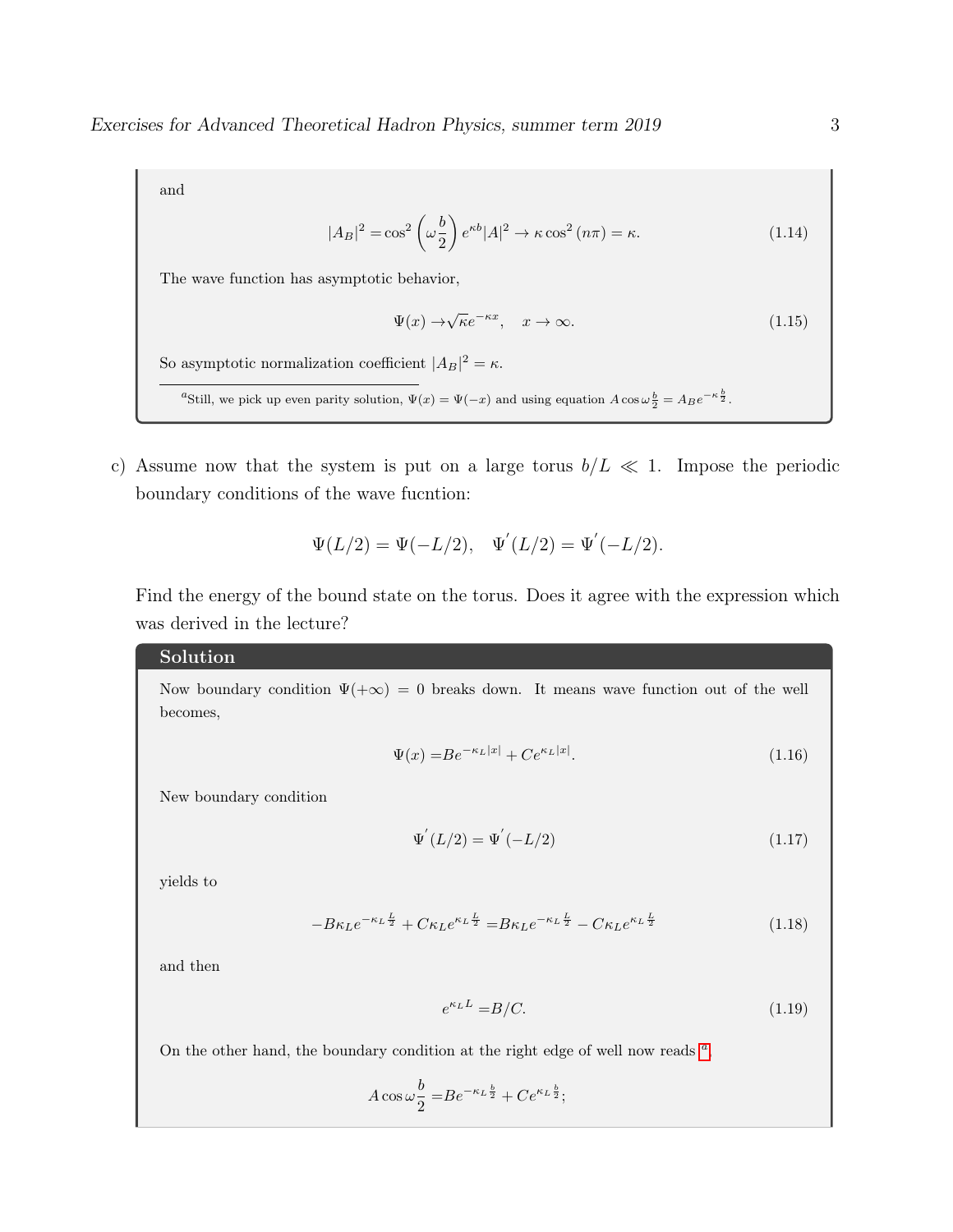and

$$|A_B|^2 = \cos^2\left(\omega \frac{b}{2}\right) e^{\kappa b} |A|^2 \to \kappa \cos^2(n\pi) = \kappa. \tag{1.14}$$

The wave function has asymptotic behavior,

$$\Psi(x) \to \sqrt{\kappa} e^{-\kappa x}, \quad x \to \infty. \tag{1.15}$$

So asymptotic normalization coefficient $|A_B|^2 = \kappa$.

[a] Still, we pick up even parity solution, $\Psi(x) = \Psi(-x)$ and using equation $A \cos \omega \frac{b}{2} = A_B e^{-\kappa \frac{b}{2}}$.

c) Assume now that the system is put on a large torus $b/L \ll 1$. Impose the periodic boundary conditions of the wave fucntion:

$$\Psi(L/2) = \Psi(-L/2), \quad \Psi'(L/2) = \Psi'(-L/2).$$

Find the energy of the bound state on the torus. Does it agree with the expression which was derived in the lecture?

**Solution**

Now boundary condition $\Psi(+\infty) = 0$ breaks down. It means wave function out of the well becomes,

$$\Psi(x) = B e^{-\kappa_L |x|} + C e^{\kappa_L |x|}. \tag{1.16}$$

New boundary condition

$$\Psi'(L/2) = \Psi'(-L/2) \tag{1.17}$$

yields to

$$-B\kappa_L e^{-\kappa_L \frac{L}{2}} + C\kappa_L e^{\kappa_L \frac{L}{2}} = B\kappa_L e^{-\kappa_L \frac{L}{2}} - C\kappa_L e^{\kappa_L \frac{L}{2}} \tag{1.18}$$

and then

$$e^{\kappa_L L} = B/C. \tag{1.19}$$

On the other hand, the boundary condition at the right edge of well now reads [a]

$$A \cos \omega \frac{b}{2} = B e^{-\kappa_L \frac{b}{2}} + C e^{\kappa_L \frac{b}{2}};$$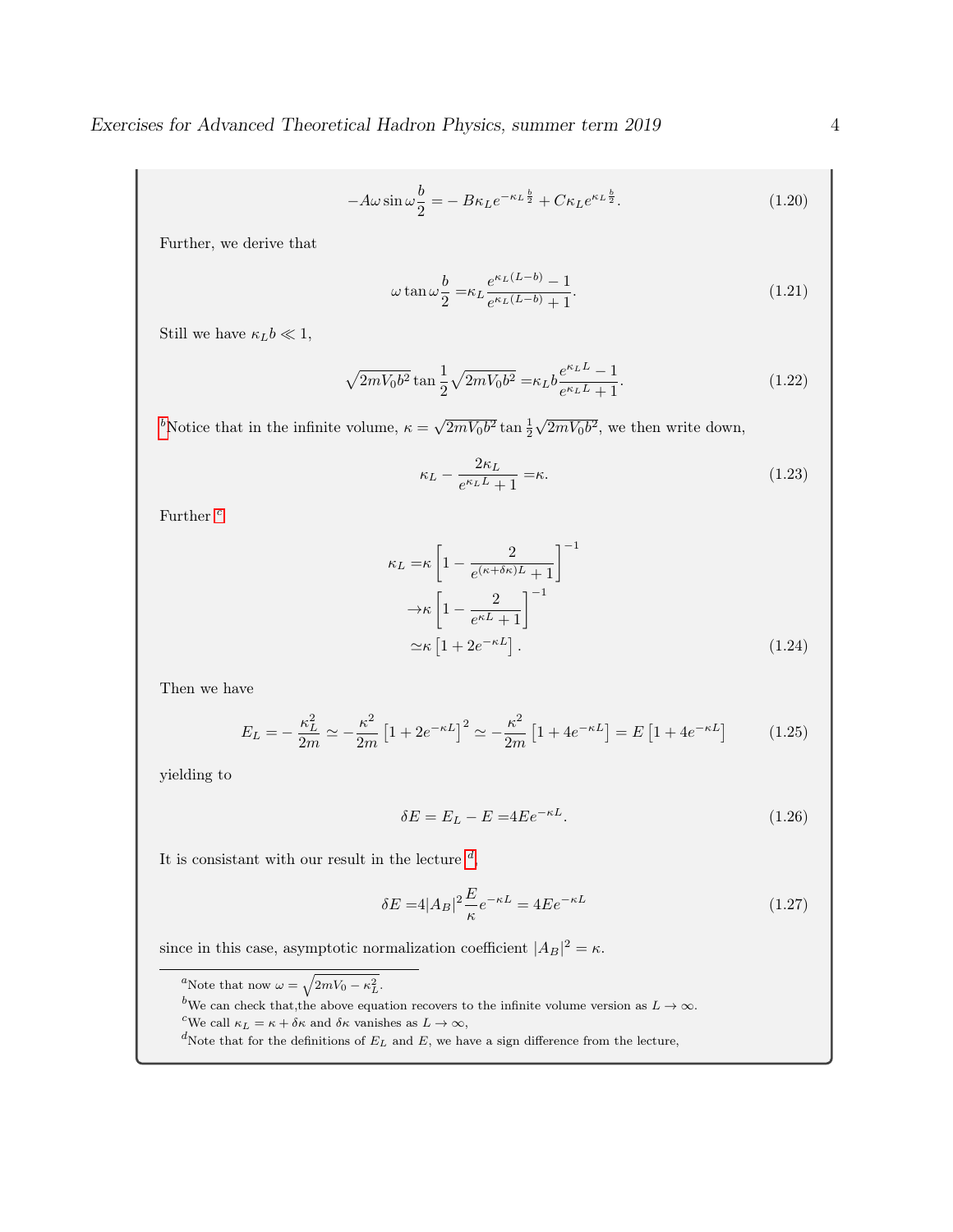$$
-A\omega \sin \omega\frac{b}{2} =-B\kappa_L e^{-\kappa_L\frac{b}{2}} + C\kappa_L e^{\kappa_L\frac{b}{2}}. \tag{1.20}
$$

Further, we derive that

$$
\omega \tan \omega\frac{b}{2} =\kappa_L \frac{e^{\kappa_L(L-b)}-1}{e^{\kappa_L(L-b)}+1}. \tag{1.21}
$$

Still we have $\kappa_L b \ll 1$,

$$
\sqrt{2mV_0 b^2} \tan \frac{1}{2}\sqrt{2mV_0 b^2} =\kappa_L b\frac{e^{\kappa_L L}-1}{e^{\kappa_L L}+1}. \tag{1.22}
$$

[b]Notice that in the infinite volume, $\kappa = \sqrt{2mV_0b^2}\tan\frac{1}{2}\sqrt{2mV_0b^2}$, we then write down,

$$
\kappa_L - \frac{2\kappa_L}{e^{\kappa_L L}+1} =\kappa. \tag{1.23}
$$

Further [c]

$$
\begin{aligned}
\kappa_L =&\kappa\left[1-\frac{2}{e^{(\kappa+\delta\kappa)L}+1}\right]^{-1} \\
\to&\kappa\left[1-\frac{2}{e^{\kappa L}+1}\right]^{-1} \\
\simeq&\kappa\left[1+2e^{-\kappa L}\right].
\end{aligned} \tag{1.24}
$$

Then we have

$$
E_L = -\frac{\kappa_L^2}{2m} \simeq -\frac{\kappa^2}{2m}\left[1+2e^{-\kappa L}\right]^2 \simeq -\frac{\kappa^2}{2m}\left[1+4e^{-\kappa L}\right] = E\left[1+4e^{-\kappa L}\right] \tag{1.25}
$$

yielding to

$$
\delta E = E_L - E =4Ee^{-\kappa L}. \tag{1.26}
$$

It is consistant with our result in the lecture [d],

$$
\delta E =4|A_B|^2\frac{E}{\kappa}e^{-\kappa L} = 4Ee^{-\kappa L} \tag{1.27}
$$

since in this case, asymptotic normalization coefficient $|A_B|^2 = \kappa$.

---

[a]Note that now $\omega = \sqrt{2mV_0 - \kappa_L^2}$.

[b]We can check that,the above equation recovers to the infinite volume version as $L \to \infty$.

[c]We call $\kappa_L = \kappa + \delta\kappa$ and $\delta\kappa$ vanishes as $L \to \infty$,

[d]Note that for the definitions of $E_L$ and $E$, we have a sign difference from the lecture,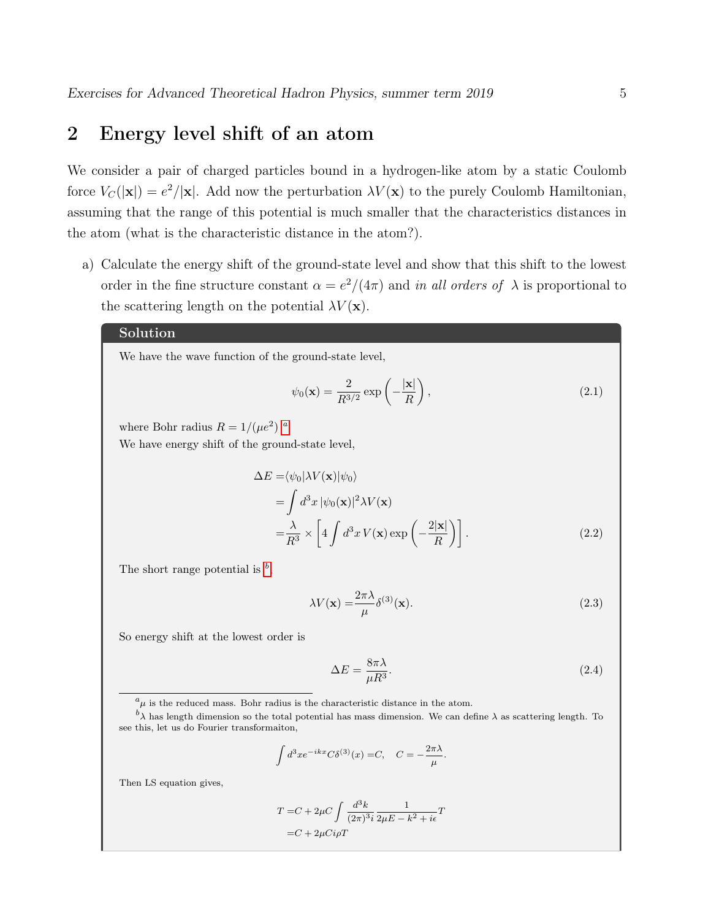## 2 Energy level shift of an atom

We consider a pair of charged particles bound in a hydrogen-like atom by a static Coulomb force $V_C(|\mathbf{x}|) = e^2/|\mathbf{x}|$. Add now the perturbation $\lambda V(\mathbf{x})$ to the purely Coulomb Hamiltonian, assuming that the range of this potential is much smaller that the characteristics distances in the atom (what is the characteristic distance in the atom?).

a) Calculate the energy shift of the ground-state level and show that this shift to the lowest order in the fine structure constant $\alpha = e^2/(4\pi)$ and *in all orders of* $\lambda$ is proportional to the scattering length on the potential $\lambda V(\mathbf{x})$.

**Solution**

We have the wave function of the ground-state level,

$$\psi_0(\mathbf{x}) = \frac{2}{R^{3/2}} \exp\left(-\frac{|\mathbf{x}|}{R}\right), \tag{2.1}$$

where Bohr radius $R = 1/(\mu e^2)$.[a]

We have energy shift of the ground-state level,

$$\begin{aligned}
\Delta E =& \langle \psi_0 | \lambda V(\mathbf{x}) | \psi_0 \rangle \\
=& \int d^3x \, |\psi_0(\mathbf{x})|^2 \lambda V(\mathbf{x}) \\
=& \frac{\lambda}{R^3} \times \left[ 4 \int d^3x \, V(\mathbf{x}) \exp\left(-\frac{2|\mathbf{x}|}{R}\right) \right].
\end{aligned} \tag{2.2}$$

The short range potential is [b]

$$\lambda V(\mathbf{x}) = \frac{2\pi\lambda}{\mu} \delta^{(3)}(\mathbf{x}). \tag{2.3}$$

So energy shift at the lowest order is

$$\Delta E = \frac{8\pi\lambda}{\mu R^3}. \tag{2.4}$$

[a] $\mu$ is the reduced mass. Bohr radius is the characteristic distance in the atom.

[b] $\lambda$ has length dimension so the total potential has mass dimension. We can define $\lambda$ as scattering length. To see this, let us do Fourier transformaiton,

$$\int d^3x e^{-ikx} C \delta^{(3)}(x) = C, \quad C = -\frac{2\pi\lambda}{\mu}.$$

Then LS equation gives,

$$\begin{aligned}
T =& C + 2\mu C \int \frac{d^3k}{(2\pi)^3 i} \frac{1}{2\mu E - k^2 + i\epsilon} T \\
=& C + 2\mu C i\rho T
\end{aligned}$$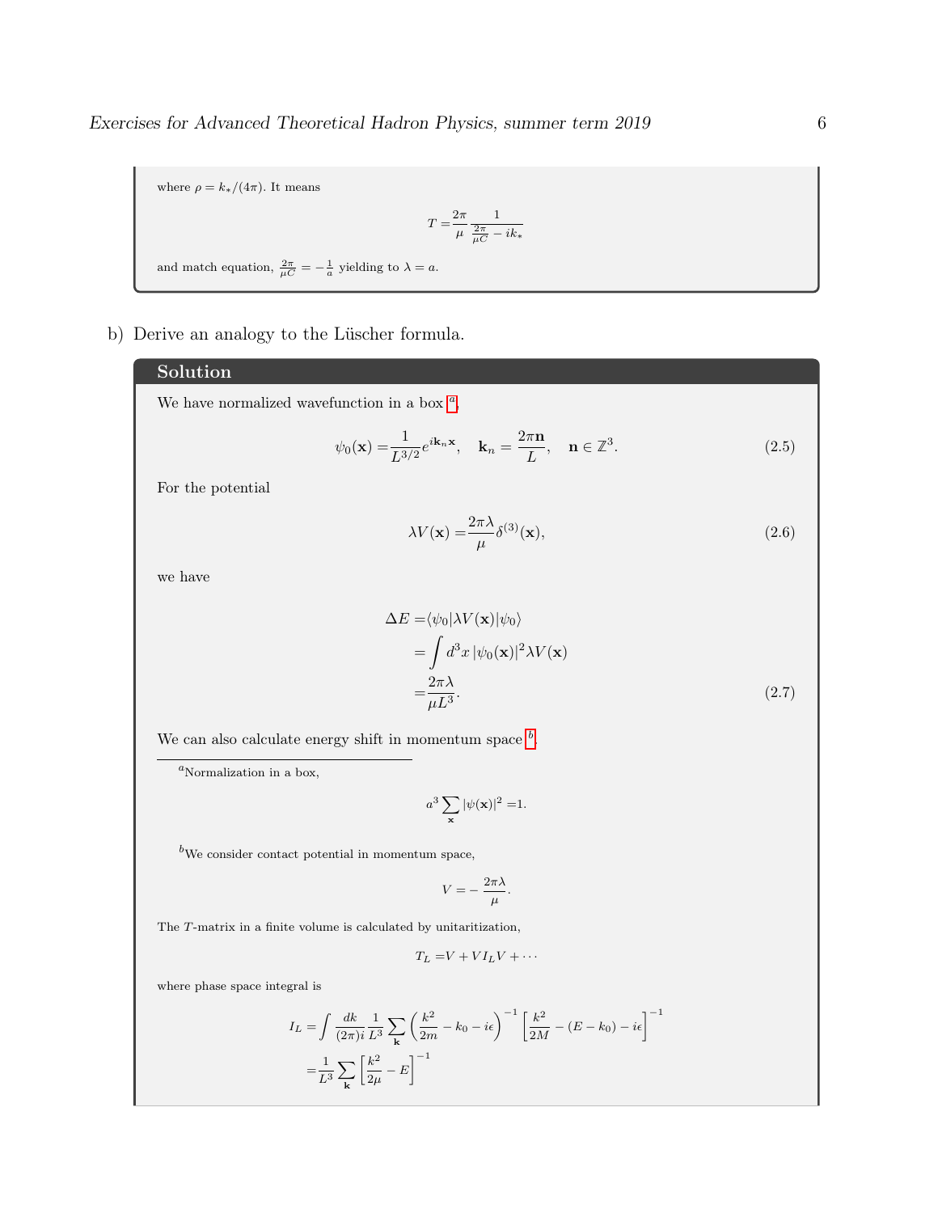where $\rho = k_*/(4\pi)$. It means

$$T = \frac{2\pi}{\mu} \frac{1}{\frac{2\pi}{\mu C} - ik_*}$$

and match equation, $\frac{2\pi}{\mu C} = -\frac{1}{a}$ yielding to $\lambda = a$.

b) Derive an analogy to the Lüscher formula.

## Solution

We have normalized wavefunction in a box [a],

$$\psi_0(\mathbf{x}) = \frac{1}{L^{3/2}} e^{i\mathbf{k}_n \mathbf{x}}, \quad \mathbf{k}_n = \frac{2\pi \mathbf{n}}{L}, \quad \mathbf{n} \in \mathbb{Z}^3. \tag{2.5}$$

For the potential

$$\lambda V(\mathbf{x}) = \frac{2\pi\lambda}{\mu} \delta^{(3)}(\mathbf{x}), \tag{2.6}$$

we have

$$\begin{aligned}
\Delta E =& \langle \psi_0 | \lambda V(\mathbf{x}) | \psi_0 \rangle \\
=& \int d^3x \, |\psi_0(\mathbf{x})|^2 \lambda V(\mathbf{x}) \\
=& \frac{2\pi\lambda}{\mu L^3}.
\end{aligned} \tag{2.7}$$

We can also calculate energy shift in momentum space [b].

[a] Normalization in a box,

$$a^3 \sum_{\mathbf{x}} |\psi(\mathbf{x})|^2 = 1.$$

[b] We consider contact potential in momentum space,

$$V = -\frac{2\pi\lambda}{\mu}.$$

The $T$-matrix in a finite volume is calculated by unitaritization,

$$T_L = V + V I_L V + \cdots$$

where phase space integral is

$$\begin{aligned}
I_L =& \int \frac{dk}{(2\pi)i} \frac{1}{L^3} \sum_{\mathbf{k}} \left( \frac{k^2}{2m} - k_0 - i\epsilon \right)^{-1} \left[ \frac{k^2}{2M} - (E - k_0) - i\epsilon \right]^{-1} \\
=& \frac{1}{L^3} \sum_{\mathbf{k}} \left[ \frac{k^2}{2\mu} - E \right]^{-1}
\end{aligned}$$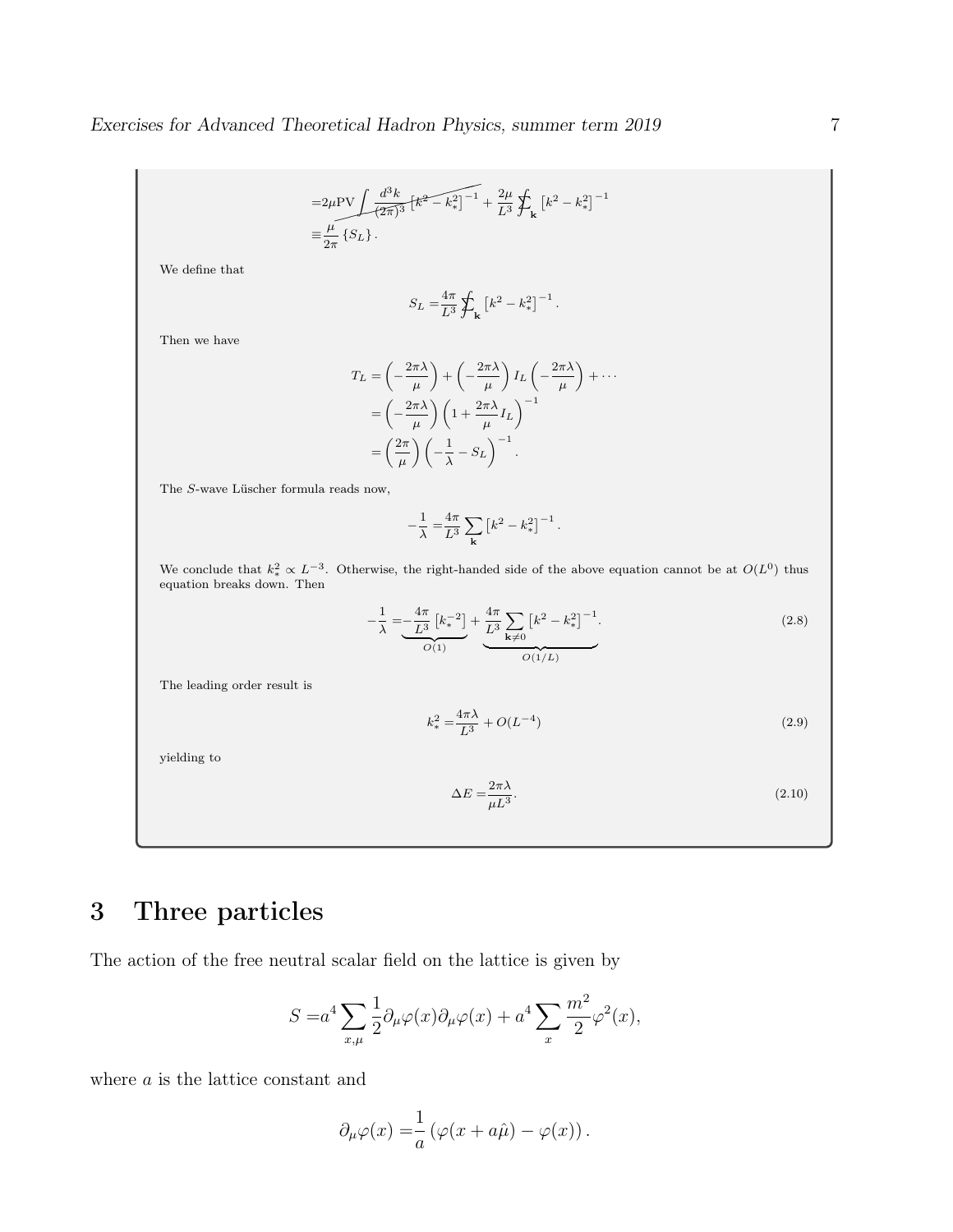$$
\begin{aligned}
=&2\mu \mathrm{PV}\int \frac{d^3k}{(2\pi)^3}\left[k^2-k_*^2\right]^{-1}+\frac{2\mu}{L^3}\sum\!\!\!\!\!\!\int_{\mathbf{k}}\left[k^2-k_*^2\right]^{-1}\\
\equiv&\frac{\mu}{2\pi}\left\{S_L\right\}.
\end{aligned}
$$

We define that

$$
S_L=\frac{4\pi}{L^3}\sum\!\!\!\!\!\!\int_{\mathbf{k}}\left[k^2-k_*^2\right]^{-1}.
$$

Then we have

$$
\begin{aligned}
T_L&=\left(-\frac{2\pi\lambda}{\mu}\right)+\left(-\frac{2\pi\lambda}{\mu}\right)I_L\left(-\frac{2\pi\lambda}{\mu}\right)+\cdots\\
&=\left(-\frac{2\pi\lambda}{\mu}\right)\left(1+\frac{2\pi\lambda}{\mu}I_L\right)^{-1}\\
&=\left(\frac{2\pi}{\mu}\right)\left(-\frac{1}{\lambda}-S_L\right)^{-1}.
\end{aligned}
$$

The $S$-wave Lüscher formula reads now,

$$
-\frac{1}{\lambda}=\frac{4\pi}{L^3}\sum_{\mathbf{k}}\left[k^2-k_*^2\right]^{-1}.
$$

We conclude that $k_*^2\propto L^{-3}$. Otherwise, the right-handed side of the above equation cannot be at $O(L^0)$ thus equation breaks down. Then

$$
-\frac{1}{\lambda}=\underbrace{-\frac{4\pi}{L^3}\left[k_*^{-2}\right]}_{O(1)}+\underbrace{\frac{4\pi}{L^3}\sum_{\mathbf{k}\neq 0}\left[k^2-k_*^2\right]^{-1}}_{O(1/L)}. \tag{2.8}
$$

The leading order result is

$$
k_*^2=\frac{4\pi\lambda}{L^3}+O(L^{-4}) \tag{2.9}
$$

yielding to

$$
\Delta E=\frac{2\pi\lambda}{\mu L^3}. \tag{2.10}
$$

# 3 Three particles

The action of the free neutral scalar field on the lattice is given by

$$
S=a^4\sum_{x,\mu}\frac{1}{2}\partial_\mu\varphi(x)\partial_\mu\varphi(x)+a^4\sum_x\frac{m^2}{2}\varphi^2(x),
$$

where $a$ is the lattice constant and

$$
\partial_\mu\varphi(x)=\frac{1}{a}\left(\varphi(x+a\hat{\mu})-\varphi(x)\right).
$$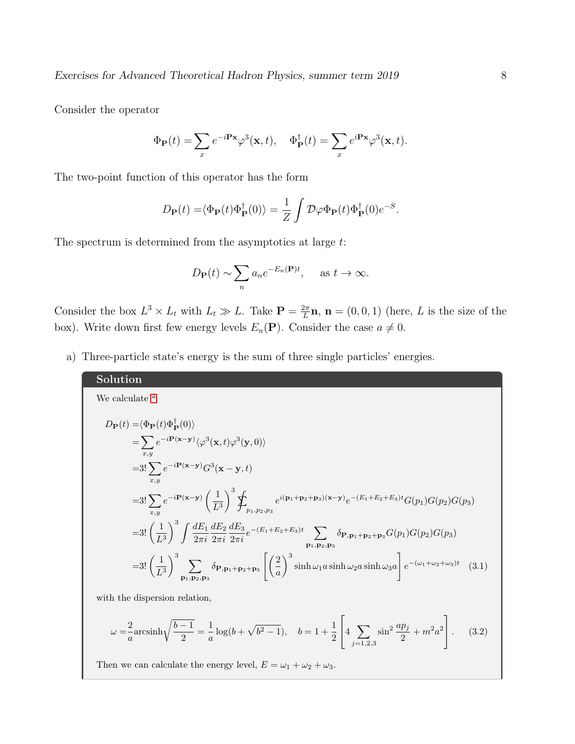Consider the operator

$$\Phi_{\mathbf{P}}(t) = \sum_{x} e^{-i\mathbf{P}\mathbf{x}} \varphi^3(\mathbf{x}, t), \quad \Phi^\dagger_{\mathbf{P}}(t) = \sum_{x} e^{i\mathbf{P}\mathbf{x}} \varphi^3(\mathbf{x}, t).$$

The two-point function of this operator has the form

$$D_{\mathbf{P}}(t) = \langle \Phi_{\mathbf{P}}(t) \Phi^\dagger_{\mathbf{P}}(0) \rangle = \frac{1}{Z} \int \mathcal{D}\varphi \Phi_{\mathbf{P}}(t) \Phi^\dagger_{\mathbf{P}}(0) e^{-S}.$$

The spectrum is determined from the asymptotics at large $t$:

$$D_{\mathbf{P}}(t) \sim \sum_n a_n e^{-E_n(\mathbf{P})t}, \quad \text{as } t \to \infty.$$

Consider the box $L^3 \times L_t$ with $L_t \gg L$. Take $\mathbf{P} = \frac{2\pi}{L}\mathbf{n}$, $\mathbf{n} = (0, 0, 1)$ (here, $L$ is the size of the box). Write down first few energy levels $E_n(\mathbf{P})$. Consider the case $a \neq 0$.

a) Three-particle state's energy is the sum of three single particles' energies.

**Solution**

We calculate [a]

$$\begin{aligned}
D_{\mathbf{P}}(t) =& \langle \Phi_{\mathbf{P}}(t) \Phi^\dagger_{\mathbf{P}}(0) \rangle \\
=& \sum_{x,y} e^{-i\mathbf{P}(\mathbf{x}-\mathbf{y})} \langle \varphi^3(\mathbf{x}, t) \varphi^3(\mathbf{y}, 0) \rangle \\
=& 3! \sum_{x,y} e^{-i\mathbf{P}(\mathbf{x}-\mathbf{y})} G^3(\mathbf{x}-\mathbf{y}, t) \\
=& 3! \sum_{x,y} e^{-i\mathbf{P}(\mathbf{x}-\mathbf{y})} \left(\frac{1}{L^3}\right)^3 \sum\!\!\!\!\!\!\int_{p_1,p_2,p_3} e^{i(\mathbf{p}_1+\mathbf{p}_2+\mathbf{p}_3)(\mathbf{x}-\mathbf{y})} e^{-(E_1+E_2+E_3)t} G(p_1)G(p_2)G(p_3) \\
=& 3! \left(\frac{1}{L^3}\right)^3 \int \frac{dE_1}{2\pi i} \frac{dE_2}{2\pi i} \frac{dE_3}{2\pi i} e^{-(E_1+E_2+E_3)t} \sum_{\mathbf{p}_1,\mathbf{p}_2,\mathbf{p}_3} \delta_{\mathbf{P},\mathbf{p}_1+\mathbf{p}_2+\mathbf{p}_3} G(p_1)G(p_2)G(p_3) \\
=& 3! \left(\frac{1}{L^3}\right)^3 \sum_{\mathbf{p}_1,\mathbf{p}_2,\mathbf{p}_3} \delta_{\mathbf{P},\mathbf{p}_1+\mathbf{p}_2+\mathbf{p}_3} \left[\left(\frac{2}{a}\right)^3 \sinh\omega_1 a \sinh\omega_2 a \sinh\omega_3 a\right] e^{-(\omega_1+\omega_2+\omega_3)t} \quad (3.1)
\end{aligned}$$

with the dispersion relation,

$$\omega = \frac{2}{a} \text{arcsinh}\sqrt{\frac{b-1}{2}} = \frac{1}{a}\log(b + \sqrt{b^2-1}), \quad b = 1 + \frac{1}{2}\left[4\sum_{j=1,2,3} \sin^2\frac{ap_j}{2} + m^2a^2\right]. \quad (3.2)$$

Then we can calculate the energy level, $E = \omega_1 + \omega_2 + \omega_3$.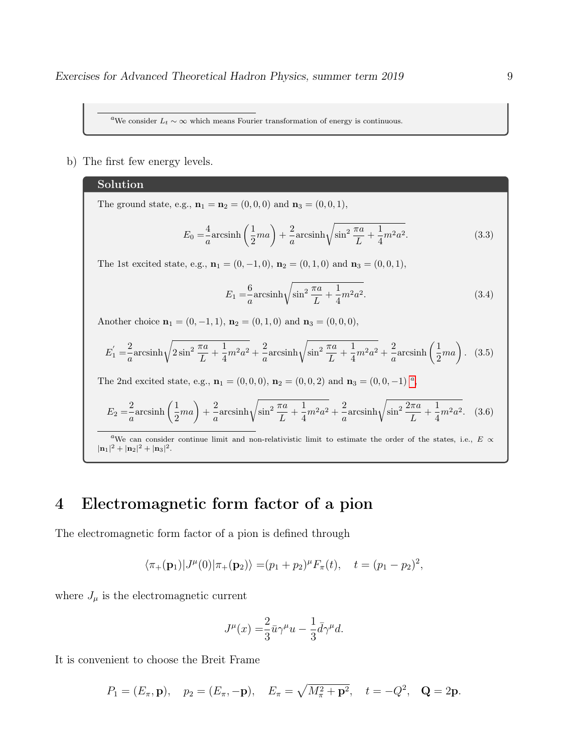[a]We consider $L_t \sim \infty$ which means Fourier transformation of energy is continuous.

b) The first few energy levels.

**Solution**

The ground state, e.g., $\mathbf{n}_1 = \mathbf{n}_2 = (0,0,0)$ and $\mathbf{n}_3 = (0,0,1)$,

$$E_0 = \frac{4}{a}\text{arcsinh}\left(\frac{1}{2}ma\right) + \frac{2}{a}\text{arcsinh}\sqrt{\sin^2\frac{\pi a}{L} + \frac{1}{4}m^2a^2}. \tag{3.3}$$

The 1st excited state, e.g., $\mathbf{n}_1 = (0,-1,0)$, $\mathbf{n}_2 = (0,1,0)$ and $\mathbf{n}_3 = (0,0,1)$,

$$E_1 = \frac{6}{a}\text{arcsinh}\sqrt{\sin^2\frac{\pi a}{L} + \frac{1}{4}m^2a^2}. \tag{3.4}$$

Another choice $\mathbf{n}_1 = (0,-1,1)$, $\mathbf{n}_2 = (0,1,0)$ and $\mathbf{n}_3 = (0,0,0)$,

$$E_1^{'} = \frac{2}{a}\text{arcsinh}\sqrt{2\sin^2\frac{\pi a}{L} + \frac{1}{4}m^2a^2} + \frac{2}{a}\text{arcsinh}\sqrt{\sin^2\frac{\pi a}{L} + \frac{1}{4}m^2a^2} + \frac{2}{a}\text{arcsinh}\left(\frac{1}{2}ma\right). \tag{3.5}$$

The 2nd excited state, e.g., $\mathbf{n}_1 = (0,0,0)$, $\mathbf{n}_2 = (0,0,2)$ and $\mathbf{n}_3 = (0,0,-1)$ [a],

$$E_2 = \frac{2}{a}\text{arcsinh}\left(\frac{1}{2}ma\right) + \frac{2}{a}\text{arcsinh}\sqrt{\sin^2\frac{\pi a}{L} + \frac{1}{4}m^2a^2} + \frac{2}{a}\text{arcsinh}\sqrt{\sin^2\frac{2\pi a}{L} + \frac{1}{4}m^2a^2}. \tag{3.6}$$

[a]We can consider continue limit and non-relativistic limit to estimate the order of the states, i.e., $E \propto |\mathbf{n}_1|^2 + |\mathbf{n}_2|^2 + |\mathbf{n}_3|^2$.

# 4 Electromagnetic form factor of a pion

The electromagnetic form factor of a pion is defined through

$$\langle \pi_+(\mathbf{p}_1)|J^\mu(0)|\pi_+(\mathbf{p}_2)\rangle = (p_1 + p_2)^\mu F_\pi(t), \quad t = (p_1 - p_2)^2,$$

where $J_\mu$ is the electromagnetic current

$$J^\mu(x) = \frac{2}{3}\bar{u}\gamma^\mu u - \frac{1}{3}\bar{d}\gamma^\mu d.$$

It is convenient to choose the Breit Frame

$$P_1 = (E_\pi, \mathbf{p}), \quad p_2 = (E_\pi, -\mathbf{p}), \quad E_\pi = \sqrt{M_\pi^2 + \mathbf{p}^2}, \quad t = -Q^2, \quad \mathbf{Q} = 2\mathbf{p}.$$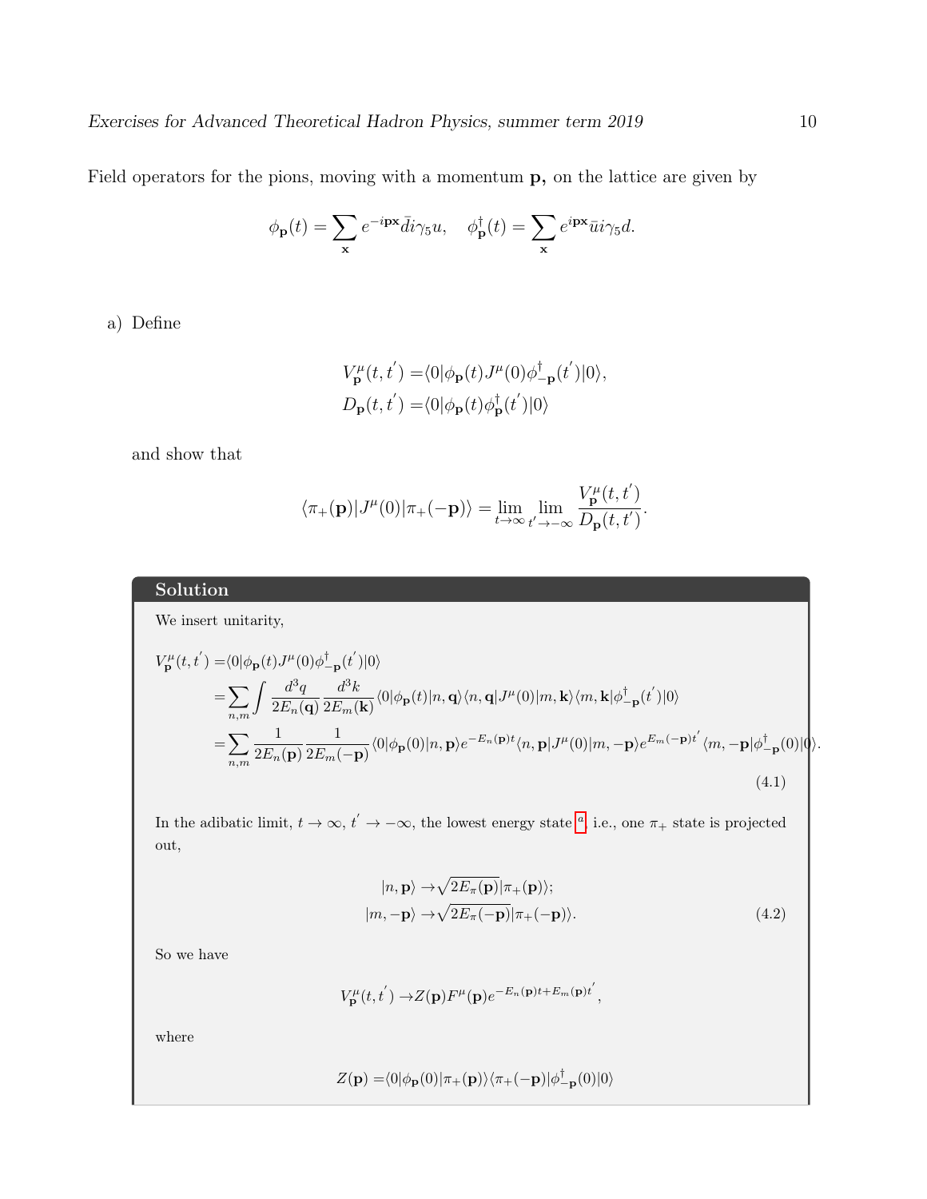Field operators for the pions, moving with a momentum $\mathbf{p}$, on the lattice are given by

$$\phi_{\mathbf{p}}(t) = \sum_{\mathbf{x}} e^{-i\mathbf{p}\mathbf{x}} \bar{d} i\gamma_5 u, \quad \phi^{\dagger}_{\mathbf{p}}(t) = \sum_{\mathbf{x}} e^{i\mathbf{p}\mathbf{x}} \bar{u} i\gamma_5 d.$$

a) Define

$$\begin{aligned}
V^{\mu}_{\mathbf{p}}(t,t') =& \langle 0|\phi_{\mathbf{p}}(t) J^{\mu}(0) \phi^{\dagger}_{-\mathbf{p}}(t')|0\rangle, \\
D_{\mathbf{p}}(t,t') =& \langle 0|\phi_{\mathbf{p}}(t) \phi^{\dagger}_{\mathbf{p}}(t')|0\rangle
\end{aligned}$$

and show that

$$\langle \pi_+(\mathbf{p})|J^{\mu}(0)|\pi_+(-\mathbf{p})\rangle = \lim_{t\to\infty} \lim_{t'\to-\infty} \frac{V^{\mu}_{\mathbf{p}}(t,t')}{D_{\mathbf{p}}(t,t')}.$$

**Solution**

We insert unitarity,

$$\begin{aligned}
V^{\mu}_{\mathbf{p}}(t,t') =& \langle 0|\phi_{\mathbf{p}}(t) J^{\mu}(0) \phi^{\dagger}_{-\mathbf{p}}(t')|0\rangle \\
=& \sum_{n,m} \int \frac{d^3q}{2E_n(\mathbf{q})} \frac{d^3k}{2E_m(\mathbf{k})} \langle 0|\phi_{\mathbf{p}}(t)|n,\mathbf{q}\rangle \langle n,\mathbf{q}|J^{\mu}(0)|m,\mathbf{k}\rangle \langle m,\mathbf{k}|\phi^{\dagger}_{-\mathbf{p}}(t')|0\rangle \\
=& \sum_{n,m} \frac{1}{2E_n(\mathbf{p})} \frac{1}{2E_m(-\mathbf{p})} \langle 0|\phi_{\mathbf{p}}(0)|n,\mathbf{p}\rangle e^{-E_n(\mathbf{p})t} \langle n,\mathbf{p}|J^{\mu}(0)|m,-\mathbf{p}\rangle e^{E_m(-\mathbf{p})t'} \langle m,-\mathbf{p}|\phi^{\dagger}_{-\mathbf{p}}(0)|0\rangle.
\end{aligned} \tag{4.1}$$

In the adibatic limit, $t\to\infty$, $t'\to-\infty$, the lowest energy state [a], i.e., one $\pi_+$ state is projected out,

$$\begin{aligned}
|n,\mathbf{p}\rangle \to& \sqrt{2E_{\pi}(\mathbf{p})}|\pi_+(\mathbf{p})\rangle; \\
|m,-\mathbf{p}\rangle \to& \sqrt{2E_{\pi}(-\mathbf{p})}|\pi_+(-\mathbf{p})\rangle.
\end{aligned} \tag{4.2}$$

So we have

$$V^{\mu}_{\mathbf{p}}(t,t') \to Z(\mathbf{p}) F^{\mu}(\mathbf{p}) e^{-E_n(\mathbf{p})t + E_m(\mathbf{p})t'},$$

where

$$Z(\mathbf{p}) = \langle 0|\phi_{\mathbf{p}}(0)|\pi_+(\mathbf{p})\rangle \langle \pi_+(-\mathbf{p})|\phi^{\dagger}_{-\mathbf{p}}(0)|0\rangle$$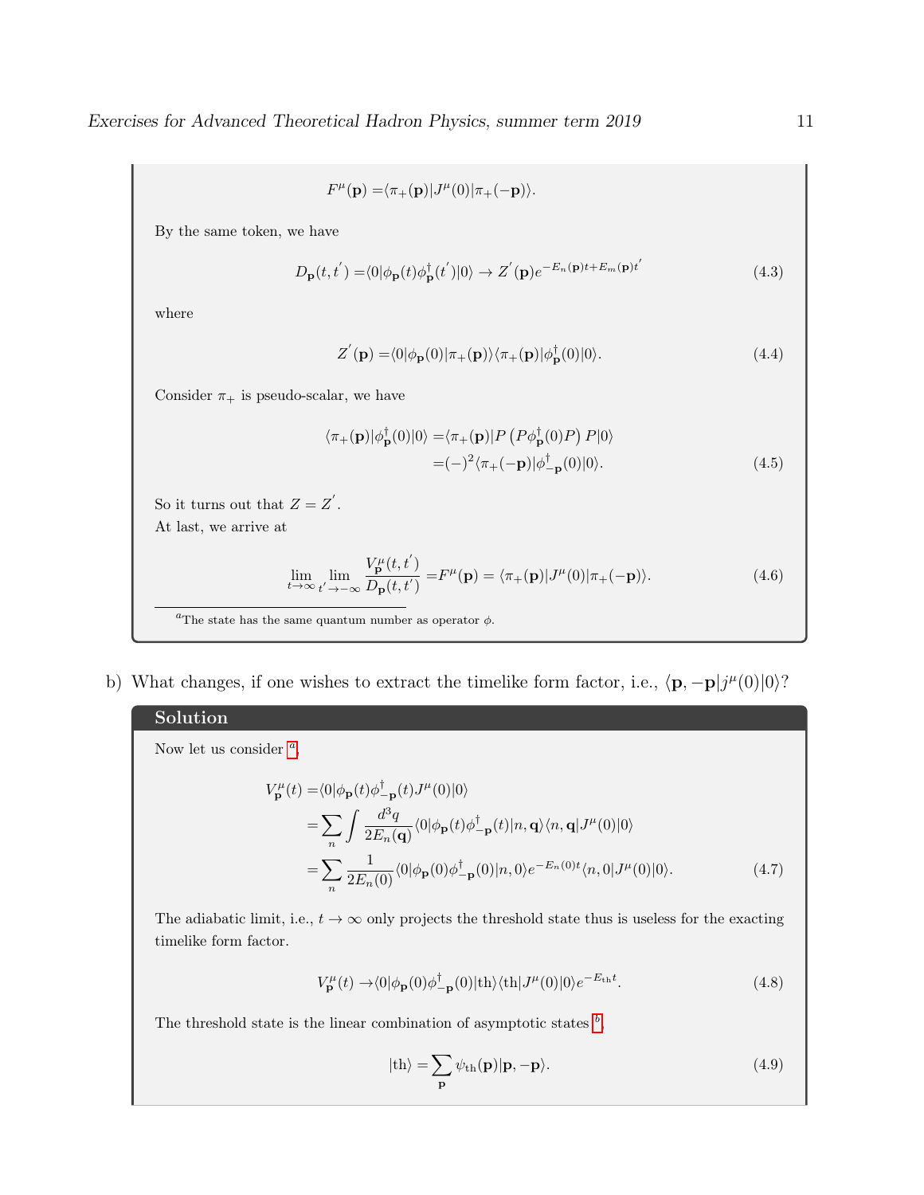$$F^\mu(\mathbf{p}) = \langle \pi_+(\mathbf{p})|J^\mu(0)|\pi_+(-\mathbf{p})\rangle.$$

By the same token, we have

$$D_{\mathbf{p}}(t,t') = \langle 0|\phi_{\mathbf{p}}(t)\phi^\dagger_{\mathbf{p}}(t')|0\rangle \to Z'(\mathbf{p})e^{-E_n(\mathbf{p})t+E_m(\mathbf{p})t'} \tag{4.3}$$

where

$$Z'(\mathbf{p}) = \langle 0|\phi_{\mathbf{p}}(0)|\pi_+(\mathbf{p})\rangle\langle\pi_+(\mathbf{p})|\phi^\dagger_{\mathbf{p}}(0)|0\rangle. \tag{4.4}$$

Consider $\pi_+$ is pseudo-scalar, we have

$$\begin{aligned}\langle\pi_+(\mathbf{p})|\phi^\dagger_{\mathbf{p}}(0)|0\rangle &= \langle\pi_+(\mathbf{p})|P\left(P\phi^\dagger_{\mathbf{p}}(0)P\right)P|0\rangle \\ &= (-)^2\langle\pi_+(-\mathbf{p})|\phi^\dagger_{-\mathbf{p}}(0)|0\rangle.\end{aligned} \tag{4.5}$$

So it turns out that $Z = Z'$.

At last, we arrive at

$$\lim_{t\to\infty}\lim_{t'\to-\infty}\frac{V^\mu_{\mathbf{p}}(t,t')}{D_{\mathbf{p}}(t,t')} = F^\mu(\mathbf{p}) = \langle\pi_+(\mathbf{p})|J^\mu(0)|\pi_+(-\mathbf{p})\rangle. \tag{4.6}$$

[a] The state has the same quantum number as operator $\phi$.

b) What changes, if one wishes to extract the timelike form factor, i.e., $\langle\mathbf{p},-\mathbf{p}|j^\mu(0)|0\rangle$?

**Solution**

Now let us consider [a],

$$\begin{aligned}V^\mu_{\mathbf{p}}(t) &= \langle 0|\phi_{\mathbf{p}}(t)\phi^\dagger_{-\mathbf{p}}(t)J^\mu(0)|0\rangle \\ &= \sum_n\int\frac{d^3q}{2E_n(\mathbf{q})}\langle 0|\phi_{\mathbf{p}}(t)\phi^\dagger_{-\mathbf{p}}(t)|n,\mathbf{q}\rangle\langle n,\mathbf{q}|J^\mu(0)|0\rangle \\ &= \sum_n\frac{1}{2E_n(0)}\langle 0|\phi_{\mathbf{p}}(0)\phi^\dagger_{-\mathbf{p}}(0)|n,0\rangle e^{-E_n(0)t}\langle n,0|J^\mu(0)|0\rangle.\end{aligned} \tag{4.7}$$

The adiabatic limit, i.e., $t\to\infty$ only projects the threshold state thus is useless for the exacting timelike form factor.

$$V^\mu_{\mathbf{p}}(t) \to \langle 0|\phi_{\mathbf{p}}(0)\phi^\dagger_{-\mathbf{p}}(0)|\text{th}\rangle\langle\text{th}|J^\mu(0)|0\rangle e^{-E_{\text{th}}t}. \tag{4.8}$$

The threshold state is the linear combination of asymptotic states [b],

$$|\text{th}\rangle = \sum_{\mathbf{p}}\psi_{\text{th}}(\mathbf{p})|\mathbf{p},-\mathbf{p}\rangle. \tag{4.9}$$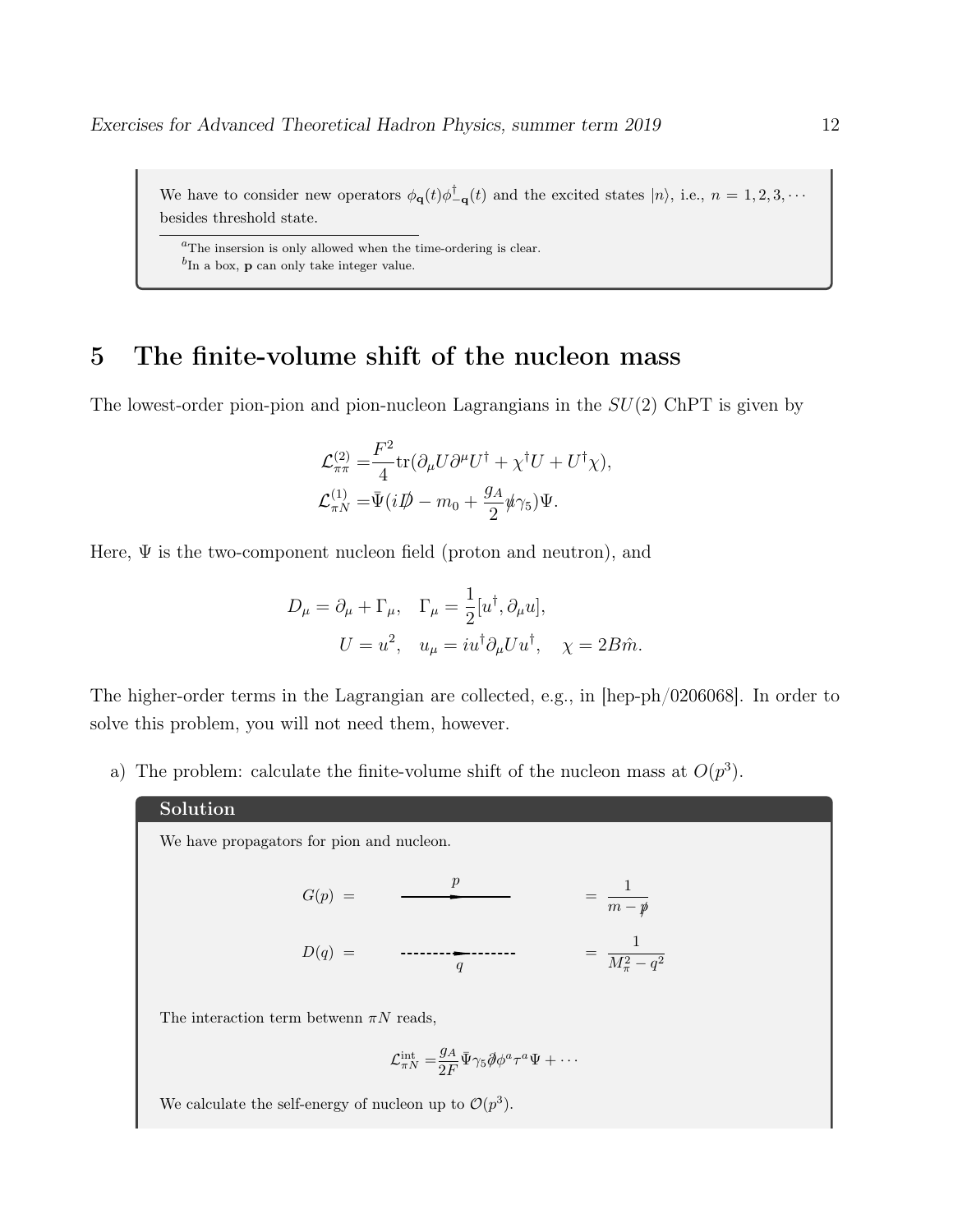We have to consider new operators $\phi_{\mathbf{q}}(t)\phi^{\dagger}_{-\mathbf{q}}(t)$ and the excited states $|n\rangle$, i.e., $n = 1, 2, 3, \cdots$ besides threshold state.

[a] The insersion is only allowed when the time-ordering is clear.
[b] In a box, $\mathbf{p}$ can only take integer value.

# 5 The finite-volume shift of the nucleon mass

The lowest-order pion-pion and pion-nucleon Lagrangians in the $SU(2)$ ChPT is given by

$$
\begin{aligned}
\mathcal{L}^{(2)}_{\pi\pi} &= \frac{F^2}{4}\mathrm{tr}(\partial_\mu U \partial^\mu U^\dagger + \chi^\dagger U + U^\dagger \chi), \\
\mathcal{L}^{(1)}_{\pi N} &= \bar{\Psi}(i\not{D} - m_0 + \frac{g_A}{2}\not{u}\gamma_5)\Psi.
\end{aligned}
$$

Here, $\Psi$ is the two-component nucleon field (proton and neutron), and

$$
\begin{aligned}
D_\mu = \partial_\mu + \Gamma_\mu, \quad \Gamma_\mu = \frac{1}{2}[u^\dagger, \partial_\mu u], \\
U = u^2, \quad u_\mu = i u^\dagger \partial_\mu U u^\dagger, \quad \chi = 2B\hat{m}.
\end{aligned}
$$

The higher-order terms in the Lagrangian are collected, e.g., in [hep-ph/0206068]. In order to solve this problem, you will not need them, however.

a) The problem: calculate the finite-volume shift of the nucleon mass at $O(p^3)$.

**Solution**

We have propagators for pion and nucleon.

$$
G(p) = \frac{1}{m - \not{p}}
$$

$$
D(q) = \frac{1}{M_\pi^2 - q^2}
$$

The interaction term betwenn $\pi N$ reads,

$$
\mathcal{L}^{\mathrm{int}}_{\pi N} = \frac{g_A}{2F}\bar{\Psi}\gamma_5 \not{\partial}\phi^a \tau^a \Psi + \cdots
$$

We calculate the self-energy of nucleon up to $\mathcal{O}(p^3)$.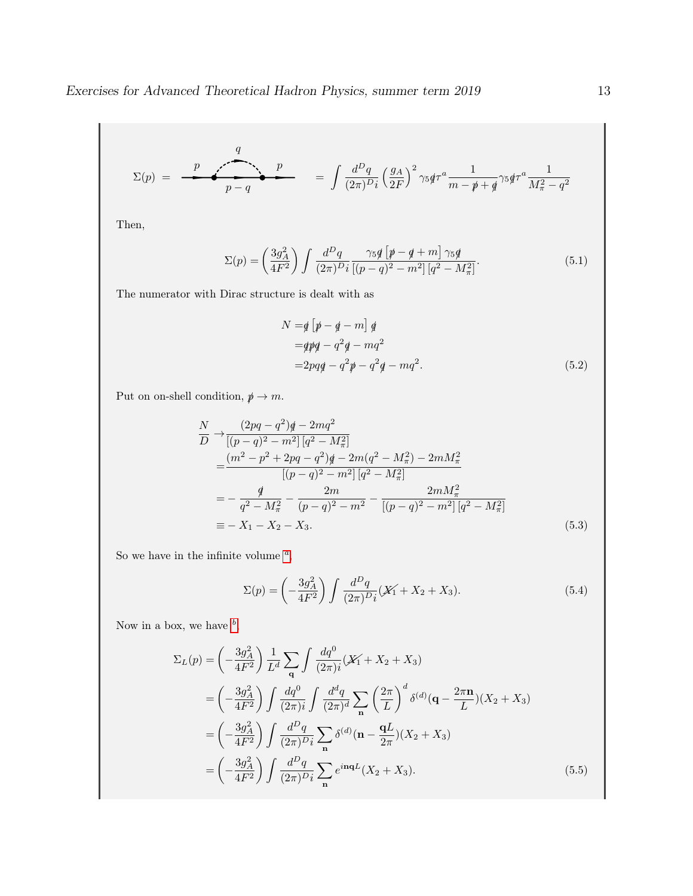$$\Sigma(p) \;=\; \text{[Feynman diagram: incoming } p\text{, internal fermion line } p-q\text{, pion loop } q\text{, outgoing } p] \;=\; \int \frac{d^Dq}{(2\pi)^D i}\left(\frac{g_A}{2F}\right)^2 \gamma_5 \not{q}\tau^a \frac{1}{m-\not{p}+\not{q}}\gamma_5\not{q}\tau^a\frac{1}{M_\pi^2-q^2}$$

Then,

$$\Sigma(p) = \left(\frac{3g_A^2}{4F^2}\right)\int \frac{d^Dq}{(2\pi)^D i}\frac{\gamma_5\not{q}\left[\not{p}-\not{q}+m\right]\gamma_5\not{q}}{[(p-q)^2-m^2]\,[q^2-M_\pi^2]}. \tag{5.1}$$

The numerator with Dirac structure is dealt with as

$$\begin{aligned} N =&\not{q}\left[\not{p}-\not{q}-m\right]\not{q} \\ =&\not{q}\not{p}\not{q}-q^2\not{q}-mq^2 \\ =&2pq\not{q}-q^2\not{p}-q^2\not{q}-mq^2. \end{aligned} \tag{5.2}$$

Put on on-shell condition, $\not{p}\to m$.

$$\begin{aligned} \frac{N}{D} \to&\frac{(2pq-q^2)\not{q}-2mq^2}{[(p-q)^2-m^2]\,[q^2-M_\pi^2]} \\ =&\frac{(m^2-p^2+2pq-q^2)\not{q}-2m(q^2-M_\pi^2)-2mM_\pi^2}{[(p-q)^2-m^2]\,[q^2-M_\pi^2]} \\ =&-\frac{\not{q}}{q^2-M_\pi^2}-\frac{2m}{(p-q)^2-m^2}-\frac{2mM_\pi^2}{[(p-q)^2-m^2]\,[q^2-M_\pi^2]} \\ \equiv&-X_1-X_2-X_3. \end{aligned} \tag{5.3}$$

So we have in the infinite volume [a]

$$\Sigma(p) = \left(-\frac{3g_A^2}{4F^2}\right)\int\frac{d^Dq}{(2\pi)^D i}(\not{X_1}+X_2+X_3). \tag{5.4}$$

Now in a box, we have [b]

$$\begin{aligned} \Sigma_L(p) =& \left(-\frac{3g_A^2}{4F^2}\right)\frac{1}{L^d}\sum_{\mathbf{q}}\int\frac{dq^0}{(2\pi)i}(\not{X_1}+X_2+X_3) \\ =& \left(-\frac{3g_A^2}{4F^2}\right)\int\frac{dq^0}{(2\pi)i}\int\frac{d^dq}{(2\pi)^d}\sum_{\mathbf{n}}\left(\frac{2\pi}{L}\right)^d\delta^{(d)}(\mathbf{q}-\frac{2\pi\mathbf{n}}{L})(X_2+X_3) \\ =& \left(-\frac{3g_A^2}{4F^2}\right)\int\frac{d^Dq}{(2\pi)^D i}\sum_{\mathbf{n}}\delta^{(d)}(\mathbf{n}-\frac{\mathbf{q}L}{2\pi})(X_2+X_3) \\ =& \left(-\frac{3g_A^2}{4F^2}\right)\int\frac{d^Dq}{(2\pi)^D i}\sum_{\mathbf{n}}e^{i\mathbf{n}\mathbf{q}L}(X_2+X_3). \end{aligned} \tag{5.5}$$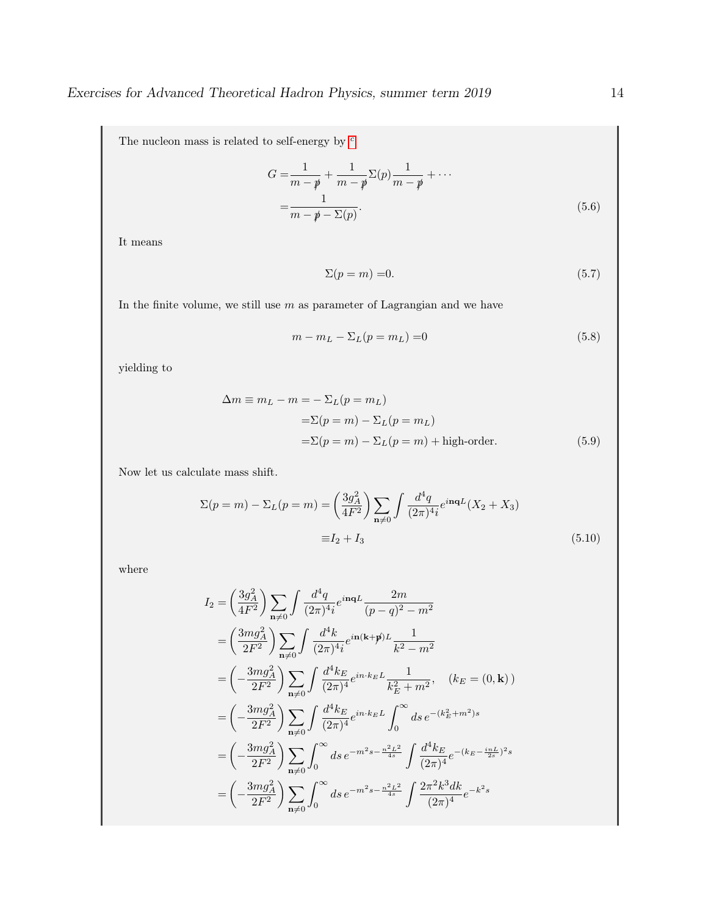The nucleon mass is related to self-energy by [c]

$$
\begin{aligned}
G =& \frac{1}{m - \not{p}} + \frac{1}{m - \not{p}} \Sigma(p) \frac{1}{m - \not{p}} + \cdots \\
=& \frac{1}{m - \not{p} - \Sigma(p)}.
\end{aligned} \tag{5.6}
$$

It means

$$
\Sigma(p = m) = 0. \tag{5.7}
$$

In the finite volume, we still use $m$ as parameter of Lagrangian and we have

$$
m - m_L - \Sigma_L(p = m_L) = 0 \tag{5.8}
$$

yielding to

$$
\begin{aligned}
\Delta m \equiv m_L - m =& - \Sigma_L(p = m_L) \\
=& \Sigma(p = m) - \Sigma_L(p = m_L) \\
=& \Sigma(p = m) - \Sigma_L(p = m) + \text{high-order}.
\end{aligned} \tag{5.9}
$$

Now let us calculate mass shift.

$$
\begin{aligned}
\Sigma(p = m) - \Sigma_L(p = m) = \left(\frac{3g_A^2}{4F^2}\right) \sum_{\mathbf{n} \neq 0} \int \frac{d^4 q}{(2\pi)^4 i} e^{i\mathbf{n}\mathbf{q}L} (X_2 + X_3) \\
\equiv I_2 + I_3
\end{aligned} \tag{5.10}
$$

where

$$
\begin{aligned}
I_2 =& \left(\frac{3g_A^2}{4F^2}\right) \sum_{\mathbf{n} \neq 0} \int \frac{d^4 q}{(2\pi)^4 i} e^{i\mathbf{n}\mathbf{q}L} \frac{2m}{(p - q)^2 - m^2} \\
=& \left(\frac{3mg_A^2}{2F^2}\right) \sum_{\mathbf{n} \neq 0} \int \frac{d^4 k}{(2\pi)^4 i} e^{i\mathbf{n}(\mathbf{k} + \not{\mathbf{p}})L} \frac{1}{k^2 - m^2} \\
=& \left(-\frac{3mg_A^2}{2F^2}\right) \sum_{\mathbf{n} \neq 0} \int \frac{d^4 k_E}{(2\pi)^4} e^{in \cdot k_E L} \frac{1}{k_E^2 + m^2}, \quad (k_E = (0, \mathbf{k})\,) \\
=& \left(-\frac{3mg_A^2}{2F^2}\right) \sum_{\mathbf{n} \neq 0} \int \frac{d^4 k_E}{(2\pi)^4} e^{in \cdot k_E L} \int_0^\infty ds \, e^{-(k_E^2 + m^2)s} \\
=& \left(-\frac{3mg_A^2}{2F^2}\right) \sum_{\mathbf{n} \neq 0} \int_0^\infty ds \, e^{-m^2 s - \frac{n^2 L^2}{4s}} \int \frac{d^4 k_E}{(2\pi)^4} e^{-(k_E - \frac{inL}{2s})^2 s} \\
=& \left(-\frac{3mg_A^2}{2F^2}\right) \sum_{\mathbf{n} \neq 0} \int_0^\infty ds \, e^{-m^2 s - \frac{n^2 L^2}{4s}} \int \frac{2\pi^2 k^3 dk}{(2\pi)^4} e^{-k^2 s}
\end{aligned}
$$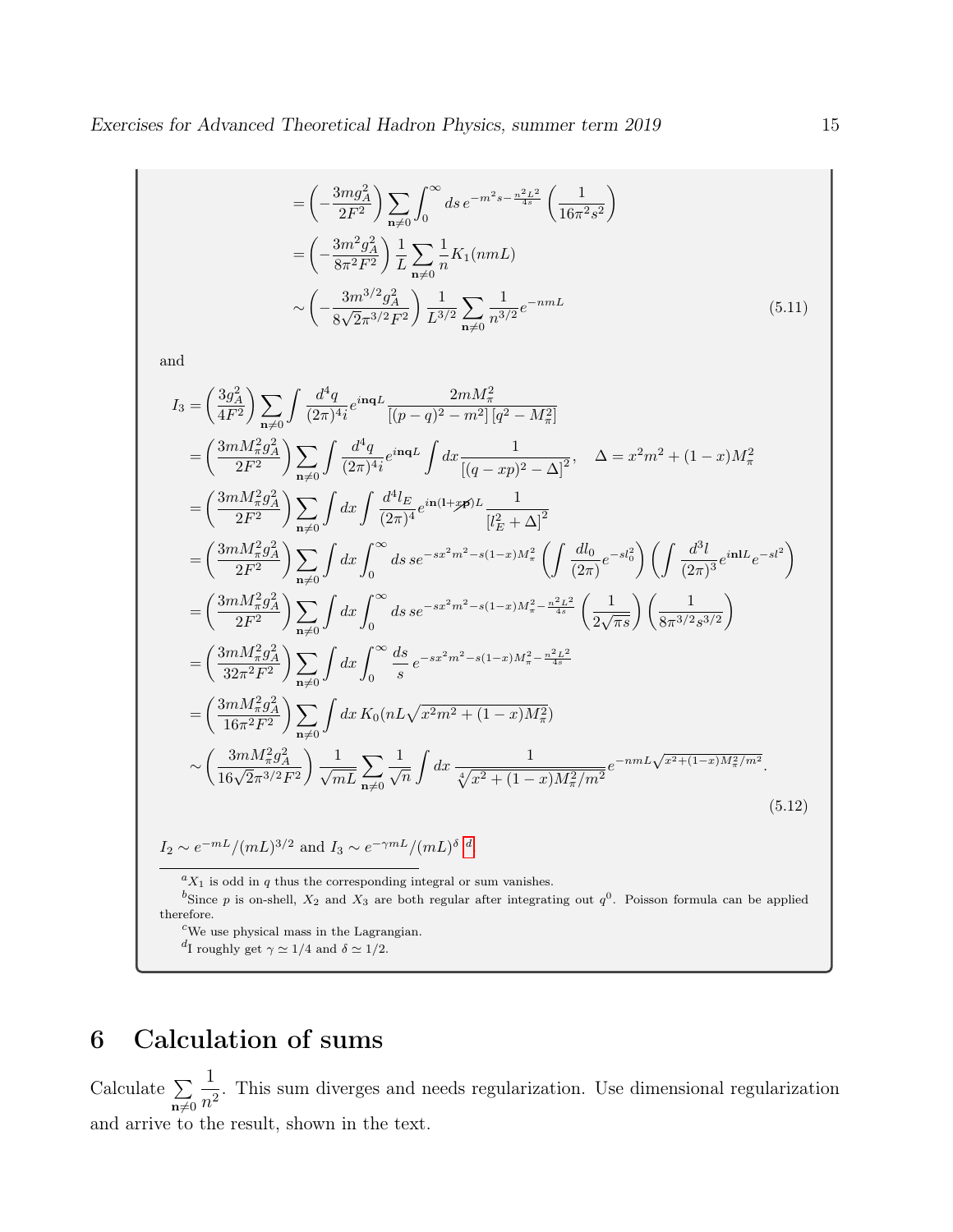$$
\begin{aligned}
&= \left(-\frac{3mg_A^2}{2F^2}\right) \sum_{\mathbf{n}\neq 0} \int_0^\infty ds\, e^{-m^2 s - \frac{n^2L^2}{4s}} \left(\frac{1}{16\pi^2 s^2}\right) \\
&= \left(-\frac{3m^2 g_A^2}{8\pi^2 F^2}\right) \frac{1}{L} \sum_{\mathbf{n}\neq 0} \frac{1}{n} K_1(nmL) \\
&\sim \left(-\frac{3m^{3/2} g_A^2}{8\sqrt{2}\pi^{3/2} F^2}\right) \frac{1}{L^{3/2}} \sum_{\mathbf{n}\neq 0} \frac{1}{n^{3/2}} e^{-nmL}
\end{aligned}
\tag{5.11}
$$

and

$$
\begin{aligned}
I_3 &= \left(\frac{3g_A^2}{4F^2}\right) \sum_{\mathbf{n}\neq 0} \int \frac{d^4q}{(2\pi)^4 i} e^{i\mathbf{nq}L} \frac{2mM_\pi^2}{[(p-q)^2 - m^2]\,[q^2 - M_\pi^2]} \\
&= \left(\frac{3mM_\pi^2 g_A^2}{2F^2}\right) \sum_{\mathbf{n}\neq 0} \int \frac{d^4q}{(2\pi)^4 i} e^{i\mathbf{nq}L} \int dx \frac{1}{[(q-xp)^2 - \Delta]^2}, \quad \Delta = x^2 m^2 + (1-x) M_\pi^2 \\
&= \left(\frac{3mM_\pi^2 g_A^2}{2F^2}\right) \sum_{\mathbf{n}\neq 0} \int dx \int \frac{d^4 l_E}{(2\pi)^4} e^{i\mathbf{n}(\mathbf{l}+x\not{\mathbf{p}})L} \frac{1}{[l_E^2 + \Delta]^2} \\
&= \left(\frac{3mM_\pi^2 g_A^2}{2F^2}\right) \sum_{\mathbf{n}\neq 0} \int dx \int_0^\infty ds\, s e^{-sx^2m^2 - s(1-x)M_\pi^2} \left(\int \frac{dl_0}{(2\pi)} e^{-sl_0^2}\right) \left(\int \frac{d^3 l}{(2\pi)^3} e^{i\mathbf{n}\mathbf{l}L} e^{-sl^2}\right) \\
&= \left(\frac{3mM_\pi^2 g_A^2}{2F^2}\right) \sum_{\mathbf{n}\neq 0} \int dx \int_0^\infty ds\, s e^{-sx^2m^2 - s(1-x)M_\pi^2 - \frac{n^2L^2}{4s}} \left(\frac{1}{2\sqrt{\pi s}}\right) \left(\frac{1}{8\pi^{3/2} s^{3/2}}\right) \\
&= \left(\frac{3mM_\pi^2 g_A^2}{32\pi^2 F^2}\right) \sum_{\mathbf{n}\neq 0} \int dx \int_0^\infty \frac{ds}{s}\, e^{-sx^2m^2 - s(1-x)M_\pi^2 - \frac{n^2L^2}{4s}} \\
&= \left(\frac{3mM_\pi^2 g_A^2}{16\pi^2 F^2}\right) \sum_{\mathbf{n}\neq 0} \int dx\, K_0(nL\sqrt{x^2m^2 + (1-x)M_\pi^2}) \\
&\sim \left(\frac{3mM_\pi^2 g_A^2}{16\sqrt{2}\pi^{3/2} F^2}\right) \frac{1}{\sqrt{mL}} \sum_{\mathbf{n}\neq 0} \frac{1}{\sqrt{n}} \int dx\, \frac{1}{\sqrt[4]{x^2 + (1-x)M_\pi^2/m^2}} e^{-nmL\sqrt{x^2 + (1-x)M_\pi^2/m^2}}.
\end{aligned}
\tag{5.12}
$$

$I_2 \sim e^{-mL}/(mL)^{3/2}$ and $I_3 \sim e^{-\gamma mL}/(mL)^\delta$ [d]

[a] $X_1$ is odd in $q$ thus the corresponding integral or sum vanishes.

[b] Since $p$ is on-shell, $X_2$ and $X_3$ are both regular after integrating out $q^0$. Poisson formula can be applied therefore.

[c] We use physical mass in the Lagrangian.

[d] I roughly get $\gamma \simeq 1/4$ and $\delta \simeq 1/2$.

# 6 Calculation of sums

Calculate $\sum_{\mathbf{n}\neq 0} \frac{1}{n^2}$. This sum diverges and needs regularization. Use dimensional regularization and arrive to the result, shown in the text.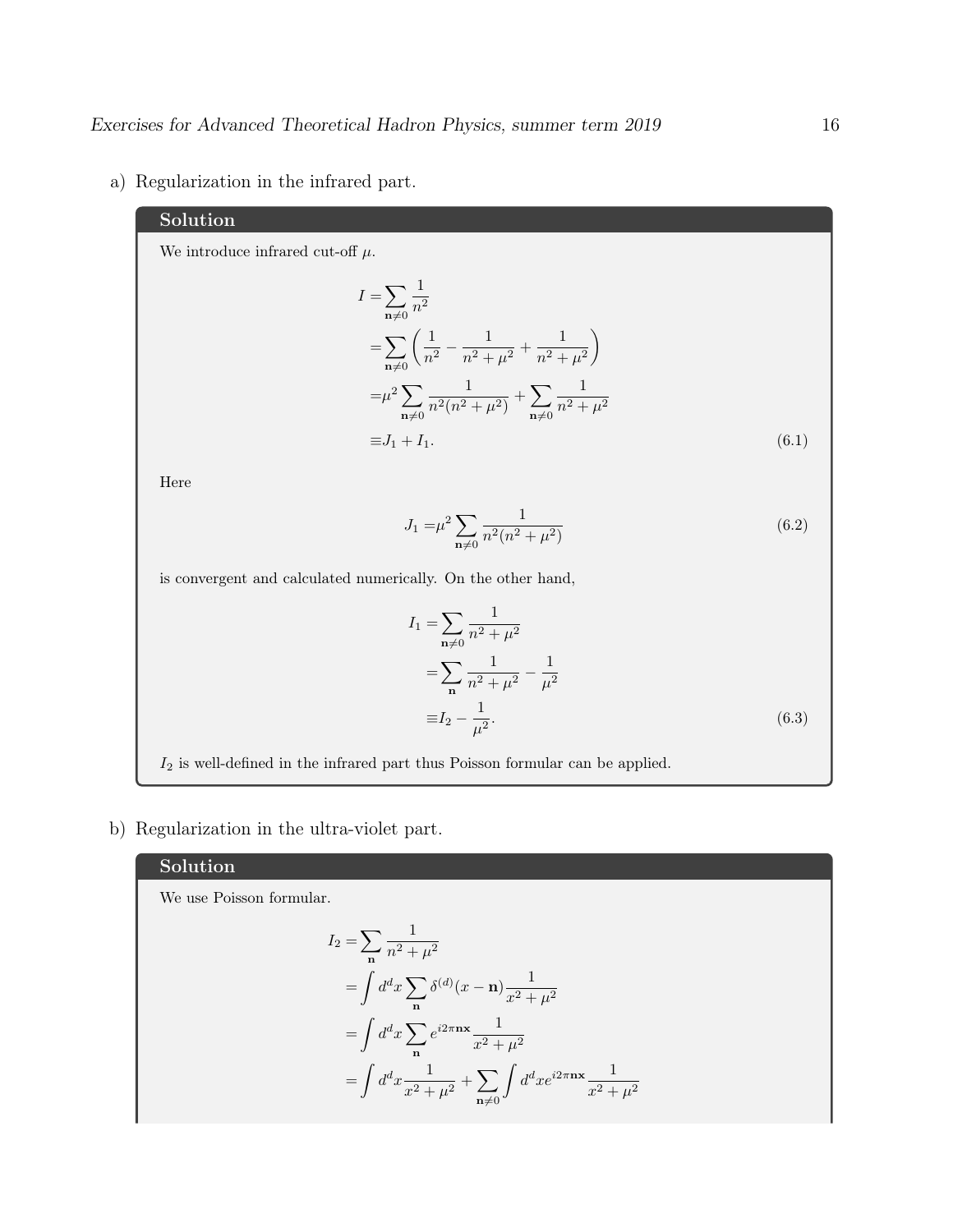a) Regularization in the infrared part.

**Solution**

We introduce infrared cut-off $\mu$.

$$
\begin{aligned}
I =& \sum_{\mathbf{n}\neq 0} \frac{1}{n^2} \\
=& \sum_{\mathbf{n}\neq 0} \left( \frac{1}{n^2} - \frac{1}{n^2+\mu^2} + \frac{1}{n^2+\mu^2} \right) \\
=& \mu^2 \sum_{\mathbf{n}\neq 0} \frac{1}{n^2(n^2+\mu^2)} + \sum_{\mathbf{n}\neq 0} \frac{1}{n^2+\mu^2} \\
\equiv& J_1 + I_1.
\end{aligned}
\tag{6.1}
$$

Here

$$
J_1 = \mu^2 \sum_{\mathbf{n}\neq 0} \frac{1}{n^2(n^2+\mu^2)} \tag{6.2}
$$

is convergent and calculated numerically. On the other hand,

$$
\begin{aligned}
I_1 =& \sum_{\mathbf{n}\neq 0} \frac{1}{n^2+\mu^2} \\
=& \sum_{\mathbf{n}} \frac{1}{n^2+\mu^2} - \frac{1}{\mu^2} \\
\equiv& I_2 - \frac{1}{\mu^2}.
\end{aligned}
\tag{6.3}
$$

$I_2$ is well-defined in the infrared part thus Poisson formular can be applied.

b) Regularization in the ultra-violet part.

**Solution**

We use Poisson formular.

$$
\begin{aligned}
I_2 =& \sum_{\mathbf{n}} \frac{1}{n^2+\mu^2} \\
=& \int d^d x \sum_{\mathbf{n}} \delta^{(d)}(x-\mathbf{n}) \frac{1}{x^2+\mu^2} \\
=& \int d^d x \sum_{\mathbf{n}} e^{i2\pi \mathbf{n}\mathbf{x}} \frac{1}{x^2+\mu^2} \\
=& \int d^d x \frac{1}{x^2+\mu^2} + \sum_{\mathbf{n}\neq 0} \int d^d x e^{i2\pi \mathbf{n}\mathbf{x}} \frac{1}{x^2+\mu^2}
\end{aligned}
$$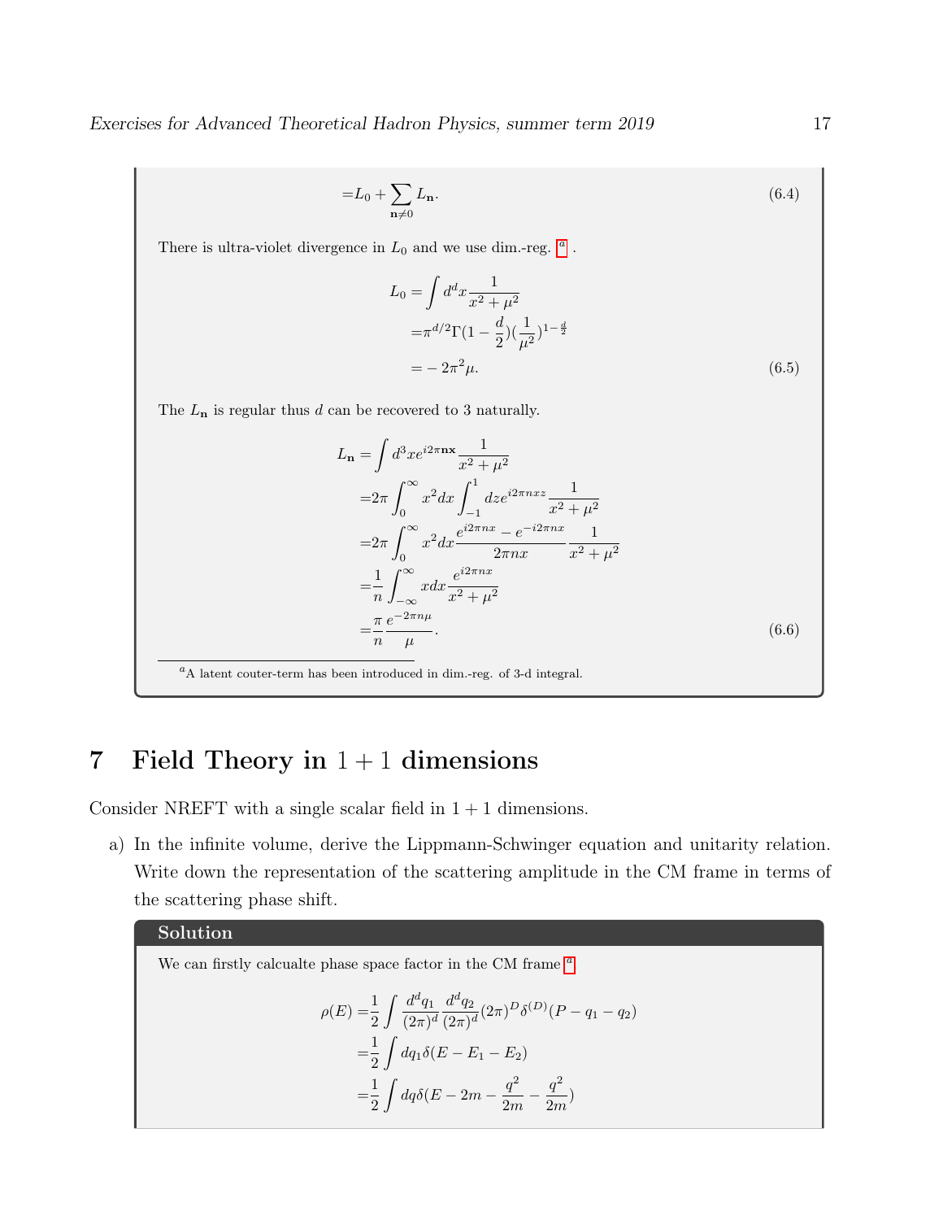$$
= L_0 + \sum_{\mathbf{n} \neq 0} L_{\mathbf{n}}. \tag{6.4}
$$

There is ultra-violet divergence in $L_0$ and we use dim.-reg. [a] .

$$
\begin{aligned}
L_0 = & \int d^d x \frac{1}{x^2 + \mu^2} \\
= & \pi^{d/2} \Gamma(1 - \frac{d}{2}) (\frac{1}{\mu^2})^{1 - \frac{d}{2}} \\
= & -2\pi^2 \mu.
\end{aligned} \tag{6.5}
$$

The $L_{\mathbf{n}}$ is regular thus $d$ can be recovered to 3 naturally.

$$
\begin{aligned}
L_{\mathbf{n}} = & \int d^3 x e^{i2\pi \mathbf{n} \mathbf{x}} \frac{1}{x^2 + \mu^2} \\
= & 2\pi \int_0^\infty x^2 dx \int_{-1}^1 dz e^{i2\pi n x z} \frac{1}{x^2 + \mu^2} \\
= & 2\pi \int_0^\infty x^2 dx \frac{e^{i2\pi n x} - e^{-i2\pi n x}}{2\pi n x} \frac{1}{x^2 + \mu^2} \\
= & \frac{1}{n} \int_{-\infty}^\infty x dx \frac{e^{i2\pi n x}}{x^2 + \mu^2} \\
= & \frac{\pi}{n} \frac{e^{-2\pi n \mu}}{\mu}.
\end{aligned} \tag{6.6}
$$

[a] A latent couter-term has been introduced in dim.-reg. of 3-d integral.

# 7 Field Theory in $1+1$ dimensions

Consider NREFT with a single scalar field in $1+1$ dimensions.

a) In the infinite volume, derive the Lippmann-Schwinger equation and unitarity relation. Write down the representation of the scattering amplitude in the CM frame in terms of the scattering phase shift.

**Solution**

We can firstly calcualte phase space factor in the CM frame [a]

$$
\begin{aligned}
\rho(E) = & \frac{1}{2} \int \frac{d^d q_1}{(2\pi)^d} \frac{d^d q_2}{(2\pi)^d} (2\pi)^D \delta^{(D)}(P - q_1 - q_2) \\
= & \frac{1}{2} \int dq_1 \delta(E - E_1 - E_2) \\
= & \frac{1}{2} \int dq \delta(E - 2m - \frac{q^2}{2m} - \frac{q^2}{2m})
\end{aligned}
$$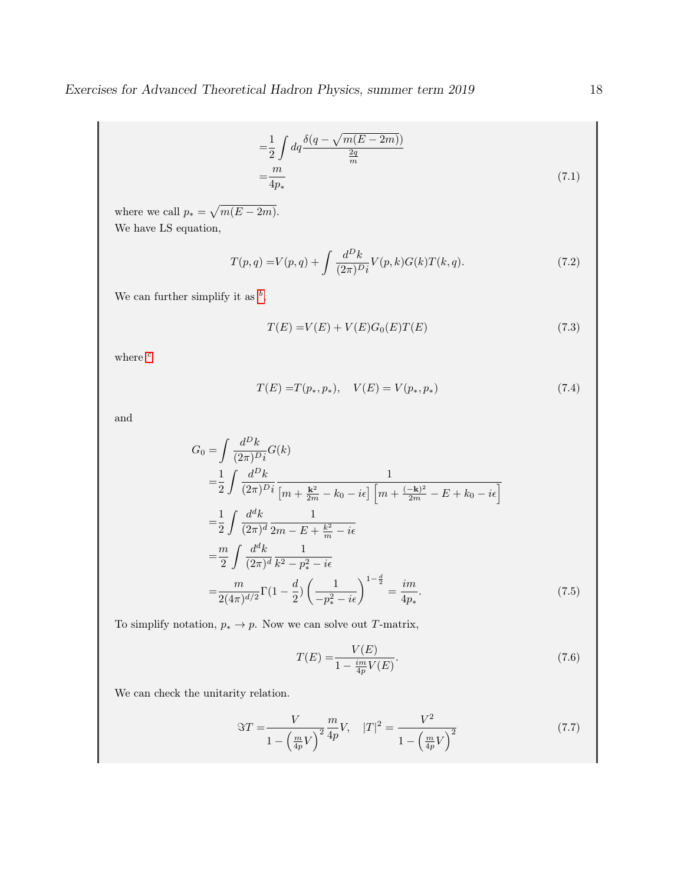$$
\begin{aligned}
&= \frac{1}{2}\int dq \frac{\delta(q-\sqrt{m(E-2m)})}{\frac{2q}{m}} \\
&= \frac{m}{4p_*}
\end{aligned} \tag{7.1}
$$

where we call $p_* = \sqrt{m(E-2m)}$.
We have LS equation,

$$
T(p,q) = V(p,q) + \int \frac{d^D k}{(2\pi)^D i} V(p,k) G(k) T(k,q). \tag{7.2}
$$

We can further simplify it as [b],

$$
T(E) = V(E) + V(E) G_0(E) T(E) \tag{7.3}
$$

where [c]

$$
T(E) = T(p_*, p_*), \quad V(E) = V(p_*, p_*) \tag{7.4}
$$

and

$$
\begin{aligned}
G_0 &= \int \frac{d^D k}{(2\pi)^D i} G(k) \\
&= \frac{1}{2}\int \frac{d^D k}{(2\pi)^D i} \frac{1}{\left[m + \frac{\mathbf{k}^2}{2m} - k_0 - i\epsilon\right]\left[m + \frac{(-\mathbf{k})^2}{2m} - E + k_0 - i\epsilon\right]} \\
&= \frac{1}{2}\int \frac{d^d k}{(2\pi)^d} \frac{1}{2m - E + \frac{k^2}{m} - i\epsilon} \\
&= \frac{m}{2}\int \frac{d^d k}{(2\pi)^d} \frac{1}{k^2 - p_*^2 - i\epsilon} \\
&= \frac{m}{2(4\pi)^{d/2}} \Gamma(1-\frac{d}{2}) \left(\frac{1}{-p_*^2 - i\epsilon}\right)^{1-\frac{d}{2}} = \frac{im}{4p_*}.
\end{aligned} \tag{7.5}
$$

To simplify notation, $p_* \to p$. Now we can solve out $T$-matrix,

$$
T(E) = \frac{V(E)}{1 - \frac{im}{4p} V(E)}. \tag{7.6}
$$

We can check the unitarity relation.

$$
\Im T = \frac{V}{1 - \left(\frac{m}{4p}V\right)^2} \frac{m}{4p} V, \quad |T|^2 = \frac{V^2}{1 - \left(\frac{m}{4p}V\right)^2} \tag{7.7}
$$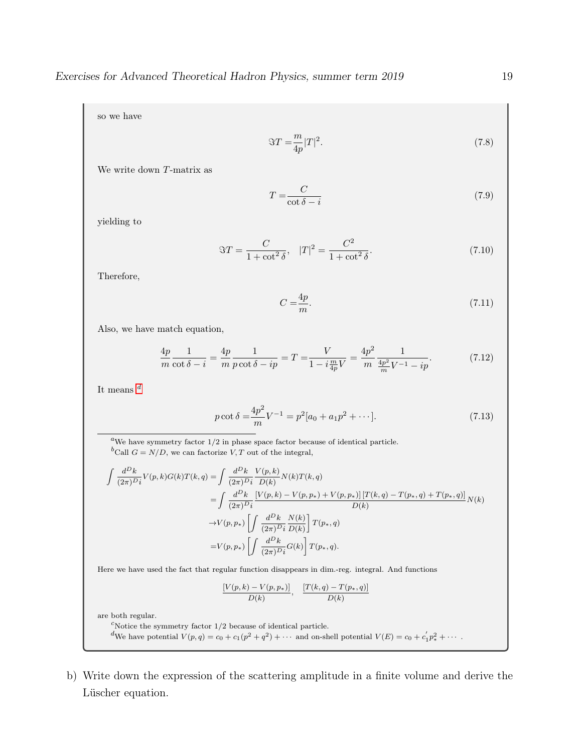so we have

$$\Im T = \frac{m}{4p}|T|^2. \tag{7.8}$$

We write down $T$-matrix as

$$T = \frac{C}{\cot\delta - i} \tag{7.9}$$

yielding to

$$\Im T = \frac{C}{1+\cot^2\delta}, \quad |T|^2 = \frac{C^2}{1+\cot^2\delta}. \tag{7.10}$$

Therefore,

$$C = \frac{4p}{m}. \tag{7.11}$$

Also, we have match equation,

$$\frac{4p}{m}\frac{1}{\cot\delta - i} = \frac{4p}{m}\frac{1}{p\cot\delta - ip} = T = \frac{V}{1 - i\frac{m}{4p}V} = \frac{4p^2}{m}\frac{1}{\frac{4p^2}{m}V^{-1} - ip}. \tag{7.12}$$

It means [d]

$$p\cot\delta = \frac{4p^2}{m}V^{-1} = p^2[a_0 + a_1 p^2 + \cdots]. \tag{7.13}$$

---

[a] We have symmetry factor 1/2 in phase space factor because of identical particle.

[b] Call $G = N/D$, we can factorize $V, T$ out of the integral,

$$\begin{aligned}
\int \frac{d^Dk}{(2\pi)^D i} V(p,k)G(k)T(k,q) =& \int \frac{d^Dk}{(2\pi)^D i} \frac{V(p,k)}{D(k)} N(k)T(k,q) \\
=& \int \frac{d^Dk}{(2\pi)^D i} \frac{[V(p,k) - V(p,p_*) + V(p,p_*)]\,[T(k,q) - T(p_*,q) + T(p_*,q)]}{D(k)} N(k) \\
\to& V(p,p_*)\left[\int \frac{d^Dk}{(2\pi)^D i}\frac{N(k)}{D(k)}\right] T(p_*,q) \\
=& V(p,p_*)\left[\int \frac{d^Dk}{(2\pi)^D i} G(k)\right] T(p_*,q).
\end{aligned}$$

Here we have used the fact that regular function disappears in dim.-reg. integral. And functions

$$\frac{[V(p,k) - V(p,p_*)]}{D(k)}, \quad \frac{[T(k,q) - T(p_*,q)]}{D(k)}$$

are both regular.

[c] Notice the symmetry factor 1/2 because of identical particle.

[d] We have potential $V(p,q) = c_0 + c_1(p^2 + q^2) + \cdots$ and on-shell potential $V(E) = c_0 + c_1' p_*^2 + \cdots$ .

b) Write down the expression of the scattering amplitude in a finite volume and derive the Lüscher equation.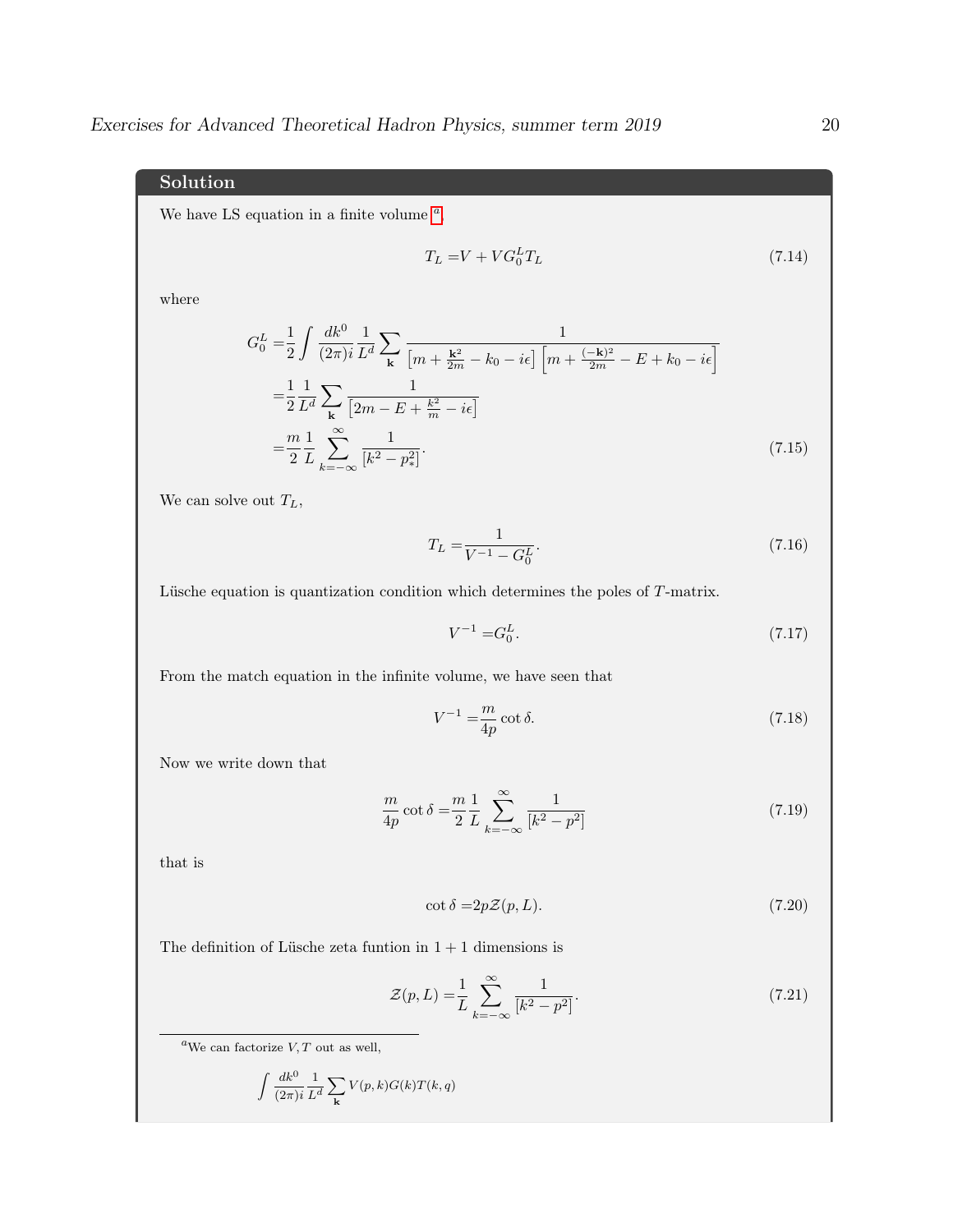## Solution

We have LS equation in a finite volume [a]

$$T_L = V + V G_0^L T_L \tag{7.14}$$

where

$$\begin{aligned}
G_0^L =& \frac{1}{2}\int \frac{dk^0}{(2\pi)i}\frac{1}{L^d}\sum_{\mathbf{k}} \frac{1}{\left[m+\frac{\mathbf{k}^2}{2m}-k_0-i\epsilon\right]\left[m+\frac{(-\mathbf{k})^2}{2m}-E+k_0-i\epsilon\right]} \\
=& \frac{1}{2}\frac{1}{L^d}\sum_{\mathbf{k}}\frac{1}{\left[2m-E+\frac{k^2}{m}-i\epsilon\right]} \\
=& \frac{m}{2}\frac{1}{L}\sum_{k=-\infty}^{\infty}\frac{1}{\left[k^2-p_*^2\right]}.
\end{aligned} \tag{7.15}$$

We can solve out $T_L$,

$$T_L = \frac{1}{V^{-1}-G_0^L}. \tag{7.16}$$

Lüsche equation is quantization condition which determines the poles of $T$-matrix.

$$V^{-1} = G_0^L. \tag{7.17}$$

From the match equation in the infinite volume, we have seen that

$$V^{-1} = \frac{m}{4p}\cot\delta. \tag{7.18}$$

Now we write down that

$$\frac{m}{4p}\cot\delta = \frac{m}{2}\frac{1}{L}\sum_{k=-\infty}^{\infty}\frac{1}{\left[k^2-p^2\right]} \tag{7.19}$$

that is

$$\cot\delta = 2p\mathcal{Z}(p,L). \tag{7.20}$$

The definition of Lüsche zeta funtion in $1+1$ dimensions is

$$\mathcal{Z}(p,L) = \frac{1}{L}\sum_{k=-\infty}^{\infty}\frac{1}{\left[k^2-p^2\right]}. \tag{7.21}$$

---

[a] We can factorize $V, T$ out as well,

$$\int \frac{dk^0}{(2\pi)i}\frac{1}{L^d}\sum_{\mathbf{k}} V(p,k)G(k)T(k,q)$$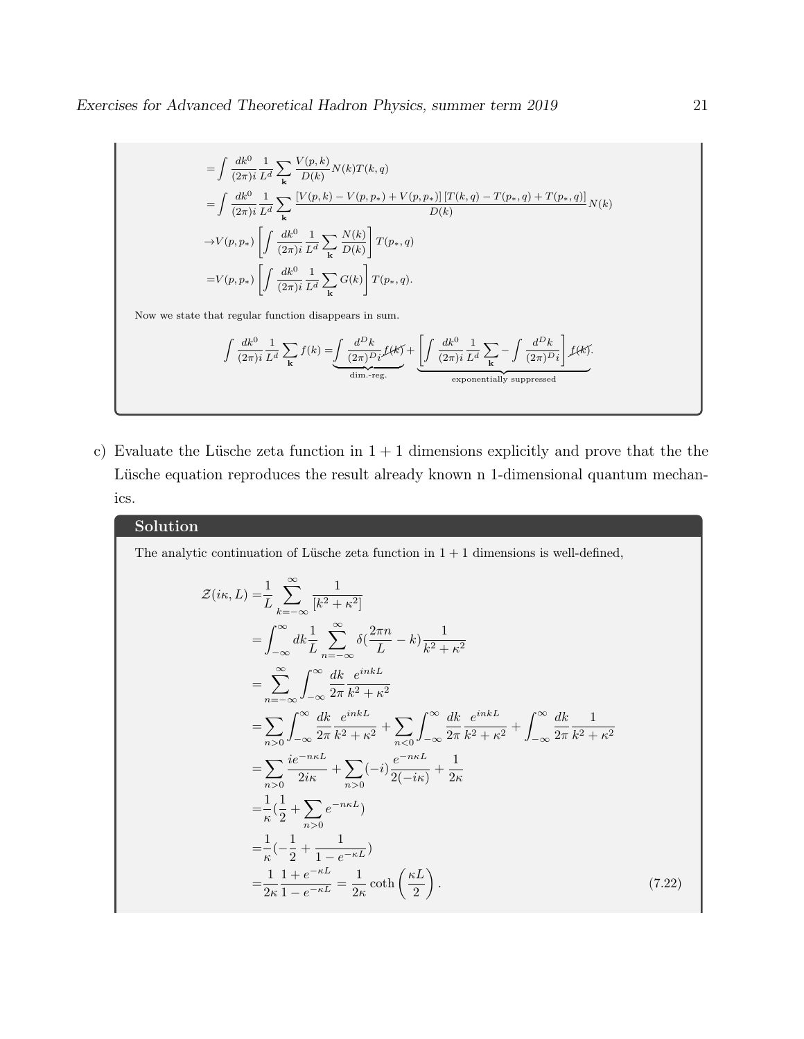$$
\begin{aligned}
&= \int \frac{dk^0}{(2\pi)i} \frac{1}{L^d} \sum_{\mathbf{k}} \frac{V(p,k)}{D(k)} N(k) T(k,q) \\
&= \int \frac{dk^0}{(2\pi)i} \frac{1}{L^d} \sum_{\mathbf{k}} \frac{[V(p,k) - V(p,p_*) + V(p,p_*)]\,[T(k,q) - T(p_*,q) + T(p_*,q)]}{D(k)} N(k) \\
&\to V(p,p_*) \left[ \int \frac{dk^0}{(2\pi)i} \frac{1}{L^d} \sum_{\mathbf{k}} \frac{N(k)}{D(k)} \right] T(p_*,q) \\
&= V(p,p_*) \left[ \int \frac{dk^0}{(2\pi)i} \frac{1}{L^d} \sum_{\mathbf{k}} G(k) \right] T(p_*,q).
\end{aligned}
$$

Now we state that regular function disappears in sum.

$$
\int \frac{dk^0}{(2\pi)i} \frac{1}{L^d} \sum_{\mathbf{k}} f(k) = \underbrace{\int \frac{d^D k}{(2\pi)^D i} \cancel{f(k)}}_{\text{dim.-reg.}} + \underbrace{\left[ \int \frac{dk^0}{(2\pi)i} \frac{1}{L^d} \sum_{\mathbf{k}} - \int \frac{d^D k}{(2\pi)^D i} \right] \cancel{f(k)}}_{\text{exponentially suppressed}}.
$$

c) Evaluate the Lüsche zeta function in $1+1$ dimensions explicitly and prove that the the Lüsche equation reproduces the result already known n 1-dimensional quantum mechanics.

### Solution

The analytic continuation of Lüsche zeta function in $1+1$ dimensions is well-defined,

$$
\begin{aligned}
\mathcal{Z}(i\kappa, L) &= \frac{1}{L} \sum_{k=-\infty}^{\infty} \frac{1}{[k^2 + \kappa^2]} \\
&= \int_{-\infty}^{\infty} dk \frac{1}{L} \sum_{n=-\infty}^{\infty} \delta\left(\frac{2\pi n}{L} - k\right) \frac{1}{k^2 + \kappa^2} \\
&= \sum_{n=-\infty}^{\infty} \int_{-\infty}^{\infty} \frac{dk}{2\pi} \frac{e^{inkL}}{k^2 + \kappa^2} \\
&= \sum_{n>0} \int_{-\infty}^{\infty} \frac{dk}{2\pi} \frac{e^{inkL}}{k^2 + \kappa^2} + \sum_{n<0} \int_{-\infty}^{\infty} \frac{dk}{2\pi} \frac{e^{inkL}}{k^2 + \kappa^2} + \int_{-\infty}^{\infty} \frac{dk}{2\pi} \frac{1}{k^2 + \kappa^2} \\
&= \sum_{n>0} \frac{i e^{-n\kappa L}}{2i\kappa} + \sum_{n>0} (-i) \frac{e^{-n\kappa L}}{2(-i\kappa)} + \frac{1}{2\kappa} \\
&= \frac{1}{\kappa}\left(\frac{1}{2} + \sum_{n>0} e^{-n\kappa L}\right) \\
&= \frac{1}{\kappa}\left(-\frac{1}{2} + \frac{1}{1 - e^{-\kappa L}}\right) \\
&= \frac{1}{2\kappa} \frac{1 + e^{-\kappa L}}{1 - e^{-\kappa L}} = \frac{1}{2\kappa} \coth\left(\frac{\kappa L}{2}\right).
\end{aligned} \tag{7.22}
$$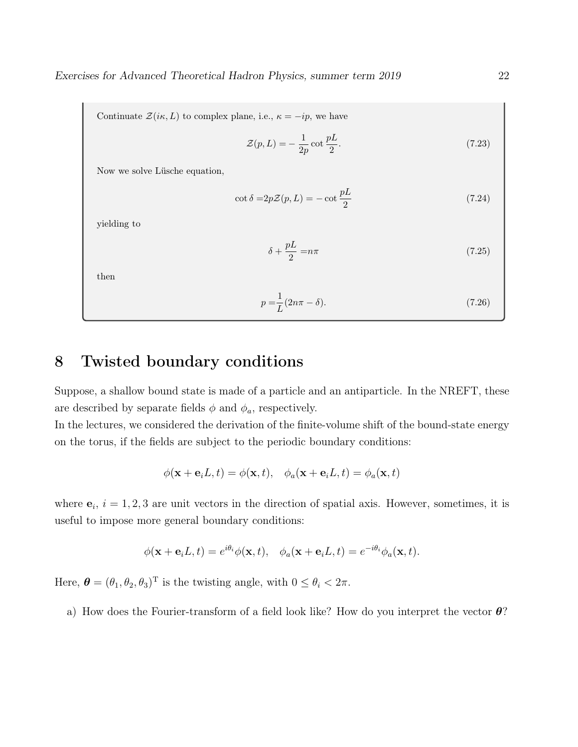Continuate $\mathcal{Z}(i\kappa, L)$ to complex plane, i.e., $\kappa = -ip$, we have

$$\mathcal{Z}(p, L) = -\frac{1}{2p}\cot\frac{pL}{2}. \tag{7.23}$$

Now we solve Lüsche equation,

$$\cot\delta = 2p\mathcal{Z}(p, L) = -\cot\frac{pL}{2} \tag{7.24}$$

yielding to

$$\delta + \frac{pL}{2} = n\pi \tag{7.25}$$

then

$$p = \frac{1}{L}(2n\pi - \delta). \tag{7.26}$$

# 8 Twisted boundary conditions

Suppose, a shallow bound state is made of a particle and an antiparticle. In the NREFT, these are described by separate fields $\phi$ and $\phi_a$, respectively.

In the lectures, we considered the derivation of the finite-volume shift of the bound-state energy on the torus, if the fields are subject to the periodic boundary conditions:

$$\phi(\mathbf{x} + \mathbf{e}_i L, t) = \phi(\mathbf{x}, t), \quad \phi_a(\mathbf{x} + \mathbf{e}_i L, t) = \phi_a(\mathbf{x}, t)$$

where $\mathbf{e}_i$, $i = 1, 2, 3$ are unit vectors in the direction of spatial axis. However, sometimes, it is useful to impose more general boundary conditions:

$$\phi(\mathbf{x} + \mathbf{e}_i L, t) = e^{i\theta_i}\phi(\mathbf{x}, t), \quad \phi_a(\mathbf{x} + \mathbf{e}_i L, t) = e^{-i\theta_i}\phi_a(\mathbf{x}, t).$$

Here, $\boldsymbol{\theta} = (\theta_1, \theta_2, \theta_3)^{\mathrm{T}}$ is the twisting angle, with $0 \leq \theta_i < 2\pi$.

a) How does the Fourier-transform of a field look like? How do you interpret the vector $\boldsymbol{\theta}$?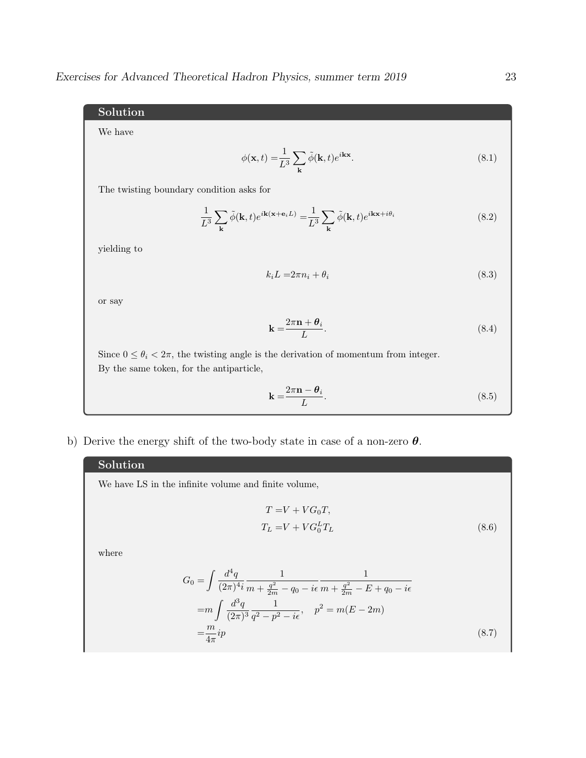**Solution**

We have

$$\phi(\mathbf{x},t) = \frac{1}{L^3}\sum_{\mathbf{k}} \tilde{\phi}(\mathbf{k},t)e^{i\mathbf{k}\mathbf{x}}. \tag{8.1}$$

The twisting boundary condition asks for

$$\frac{1}{L^3}\sum_{\mathbf{k}} \tilde{\phi}(\mathbf{k},t)e^{i\mathbf{k}(\mathbf{x}+\mathbf{e}_i L)} = \frac{1}{L^3}\sum_{\mathbf{k}} \tilde{\phi}(\mathbf{k},t)e^{i\mathbf{k}\mathbf{x}+i\theta_i} \tag{8.2}$$

yielding to

$$k_i L = 2\pi n_i + \theta_i \tag{8.3}$$

or say

$$\mathbf{k} = \frac{2\pi\mathbf{n} + \boldsymbol{\theta}_i}{L}. \tag{8.4}$$

Since $0 \leq \theta_i < 2\pi$, the twisting angle is the derivation of momentum from integer. By the same token, for the antiparticle,

$$\mathbf{k} = \frac{2\pi\mathbf{n} - \boldsymbol{\theta}_i}{L}. \tag{8.5}$$

b) Derive the energy shift of the two-body state in case of a non-zero $\boldsymbol{\theta}$.

**Solution**

We have LS in the infinite volume and finite volume,

$$\begin{aligned} T &= V + VG_0T, \\ T_L &= V + VG_0^L T_L \end{aligned} \tag{8.6}$$

where

$$\begin{aligned} G_0 &= \int \frac{d^4q}{(2\pi)^4 i}\frac{1}{m+\frac{q^2}{2m}-q_0-i\epsilon}\frac{1}{m+\frac{q^2}{2m}-E+q_0-i\epsilon} \\ &= m\int\frac{d^3q}{(2\pi)^3}\frac{1}{q^2-p^2-i\epsilon}, \quad p^2 = m(E-2m) \\ &= \frac{m}{4\pi}ip \end{aligned} \tag{8.7}$$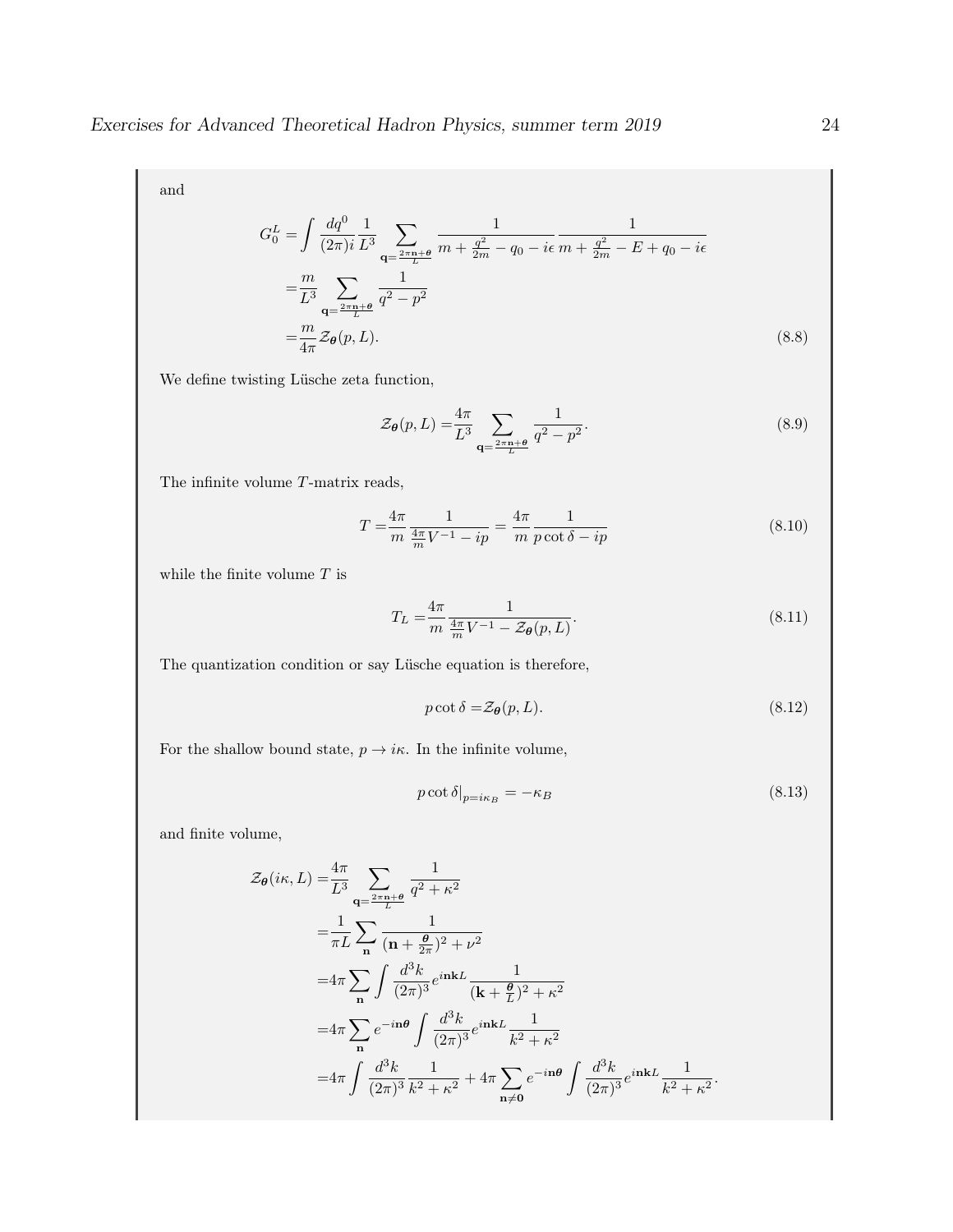and

$$
\begin{aligned}
G_0^L =& \int \frac{dq^0}{(2\pi)i} \frac{1}{L^3} \sum_{\mathbf{q}=\frac{2\pi\mathbf{n}+\boldsymbol{\theta}}{L}} \frac{1}{m + \frac{q^2}{2m} - q_0 - i\epsilon} \frac{1}{m + \frac{q^2}{2m} - E + q_0 - i\epsilon} \\
=& \frac{m}{L^3} \sum_{\mathbf{q}=\frac{2\pi\mathbf{n}+\boldsymbol{\theta}}{L}} \frac{1}{q^2 - p^2} \\
=& \frac{m}{4\pi} \mathcal{Z}_{\boldsymbol{\theta}}(p, L).
\end{aligned} \tag{8.8}
$$

We define twisting Lüsche zeta function,

$$
\mathcal{Z}_{\boldsymbol{\theta}}(p, L) = \frac{4\pi}{L^3} \sum_{\mathbf{q}=\frac{2\pi\mathbf{n}+\boldsymbol{\theta}}{L}} \frac{1}{q^2 - p^2}. \tag{8.9}
$$

The infinite volume $T$-matrix reads,

$$
T = \frac{4\pi}{m} \frac{1}{\frac{4\pi}{m} V^{-1} - ip} = \frac{4\pi}{m} \frac{1}{p \cot \delta - ip} \tag{8.10}
$$

while the finite volume $T$ is

$$
T_L = \frac{4\pi}{m} \frac{1}{\frac{4\pi}{m} V^{-1} - \mathcal{Z}_{\boldsymbol{\theta}}(p, L)}. \tag{8.11}
$$

The quantization condition or say Lüsche equation is therefore,

$$
p \cot \delta = \mathcal{Z}_{\boldsymbol{\theta}}(p, L). \tag{8.12}
$$

For the shallow bound state, $p \to i\kappa$. In the infinite volume,

$$
p \cot \delta|_{p=i\kappa_B} = -\kappa_B \tag{8.13}
$$

and finite volume,

$$
\begin{aligned}
\mathcal{Z}_{\boldsymbol{\theta}}(i\kappa, L) =& \frac{4\pi}{L^3} \sum_{\mathbf{q}=\frac{2\pi\mathbf{n}+\boldsymbol{\theta}}{L}} \frac{1}{q^2 + \kappa^2} \\
=& \frac{1}{\pi L} \sum_{\mathbf{n}} \frac{1}{(\mathbf{n} + \frac{\boldsymbol{\theta}}{2\pi})^2 + \nu^2} \\
=& 4\pi \sum_{\mathbf{n}} \int \frac{d^3k}{(2\pi)^3} e^{i\mathbf{n}\mathbf{k}L} \frac{1}{(\mathbf{k} + \frac{\boldsymbol{\theta}}{L})^2 + \kappa^2} \\
=& 4\pi \sum_{\mathbf{n}} e^{-i\mathbf{n}\boldsymbol{\theta}} \int \frac{d^3k}{(2\pi)^3} e^{i\mathbf{n}\mathbf{k}L} \frac{1}{k^2 + \kappa^2} \\
=& 4\pi \int \frac{d^3k}{(2\pi)^3} \frac{1}{k^2 + \kappa^2} + 4\pi \sum_{\mathbf{n} \neq \mathbf{0}} e^{-i\mathbf{n}\boldsymbol{\theta}} \int \frac{d^3k}{(2\pi)^3} e^{i\mathbf{n}\mathbf{k}L} \frac{1}{k^2 + \kappa^2}.
\end{aligned}
$$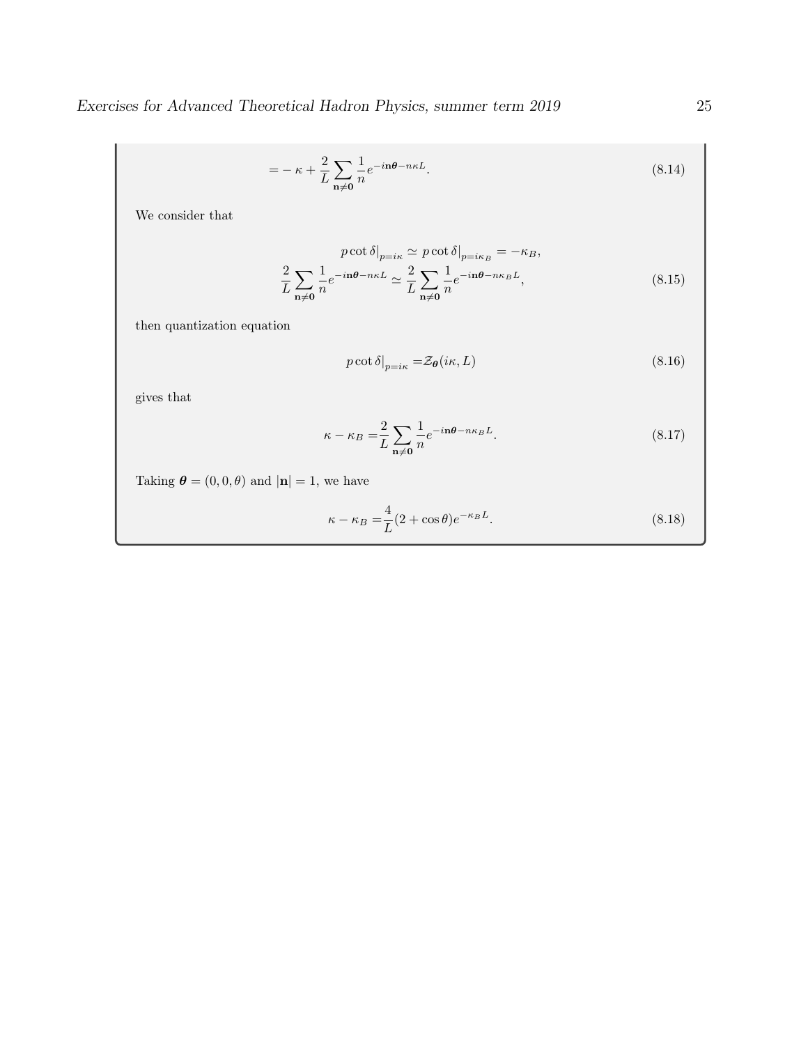$$= -\kappa + \frac{2}{L}\sum_{\mathbf{n}\neq\mathbf{0}} \frac{1}{n} e^{-i\mathbf{n}\boldsymbol{\theta} - n\kappa L}. \tag{8.14}$$

We consider that

$$p\cot\delta|_{p=i\kappa} \simeq p\cot\delta|_{p=i\kappa_B} = -\kappa_B,$$

$$\frac{2}{L}\sum_{\mathbf{n}\neq\mathbf{0}} \frac{1}{n} e^{-i\mathbf{n}\boldsymbol{\theta} - n\kappa L} \simeq \frac{2}{L}\sum_{\mathbf{n}\neq\mathbf{0}} \frac{1}{n} e^{-i\mathbf{n}\boldsymbol{\theta} - n\kappa_B L}, \tag{8.15}$$

then quantization equation

$$p\cot\delta|_{p=i\kappa} = \mathcal{Z}_{\boldsymbol{\theta}}(i\kappa, L) \tag{8.16}$$

gives that

$$\kappa - \kappa_B = \frac{2}{L}\sum_{\mathbf{n}\neq\mathbf{0}} \frac{1}{n} e^{-i\mathbf{n}\boldsymbol{\theta} - n\kappa_B L}. \tag{8.17}$$

Taking $\boldsymbol{\theta} = (0, 0, \theta)$ and $|\mathbf{n}| = 1$, we have

$$\kappa - \kappa_B = \frac{4}{L}(2 + \cos\theta) e^{-\kappa_B L}. \tag{8.18}$$